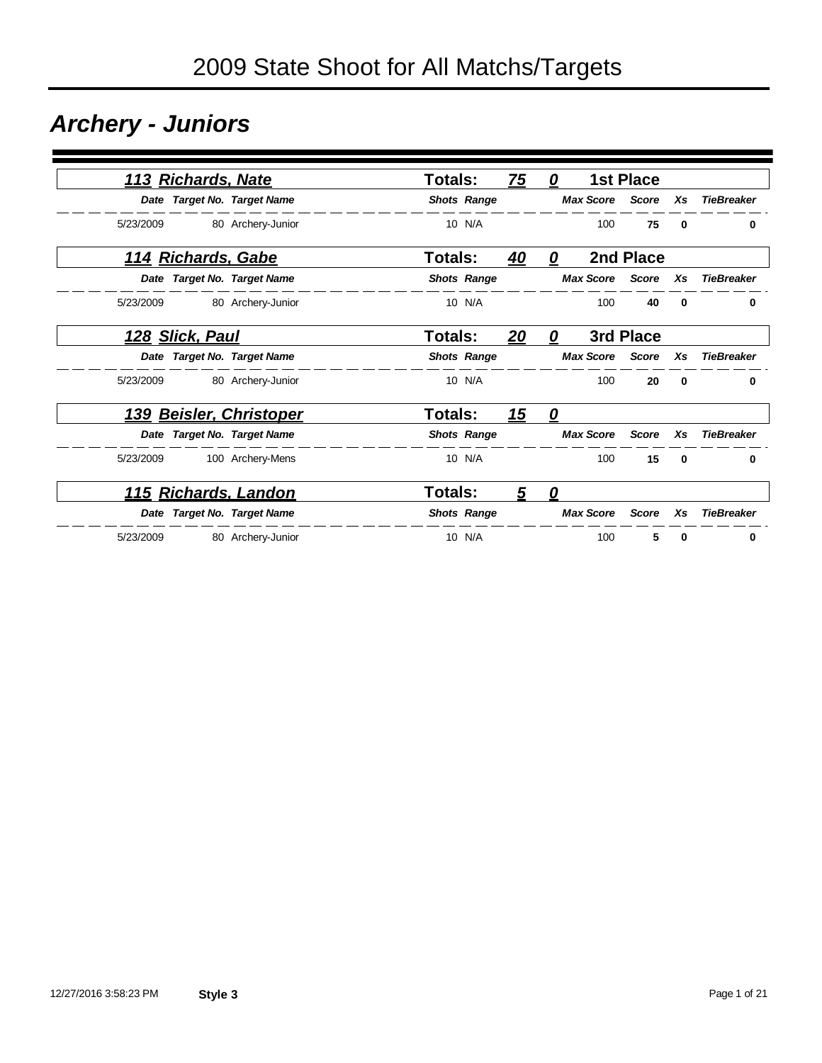# 2009 State Shoot for All Matchs/Targets

## *Archery - Juniors*

### *113 Richards, Nate* — Totals: *75* *0* — 1st Place

| Date | Target No. | Target Name | Shots | Range | Max Score | Score | Xs | TieBreaker |
|---|---|---|---|---|---|---|---|---|
| 5/23/2009 | 80 | Archery-Junior | 10 | N/A | 100 | **75** | **0** | **0** |

### *114 Richards, Gabe* — Totals: *40* *0* — 2nd Place

| Date | Target No. | Target Name | Shots | Range | Max Score | Score | Xs | TieBreaker |
|---|---|---|---|---|---|---|---|---|
| 5/23/2009 | 80 | Archery-Junior | 10 | N/A | 100 | **40** | **0** | **0** |

### *128 Slick, Paul* — Totals: *20* *0* — 3rd Place

| Date | Target No. | Target Name | Shots | Range | Max Score | Score | Xs | TieBreaker |
|---|---|---|---|---|---|---|---|---|
| 5/23/2009 | 80 | Archery-Junior | 10 | N/A | 100 | **20** | **0** | **0** |

### *139 Beisler, Christoper* — Totals: *15* *0*

| Date | Target No. | Target Name | Shots | Range | Max Score | Score | Xs | TieBreaker |
|---|---|---|---|---|---|---|---|---|
| 5/23/2009 | 100 | Archery-Mens | 10 | N/A | 100 | **15** | **0** | **0** |

### *115 Richards, Landon* — Totals: *5* *0*

| Date | Target No. | Target Name | Shots | Range | Max Score | Score | Xs | TieBreaker |
|---|---|---|---|---|---|---|---|---|
| 5/23/2009 | 80 | Archery-Junior | 10 | N/A | 100 | **5** | **0** | **0** |

12/27/2016 3:58:23 PM **Style 3**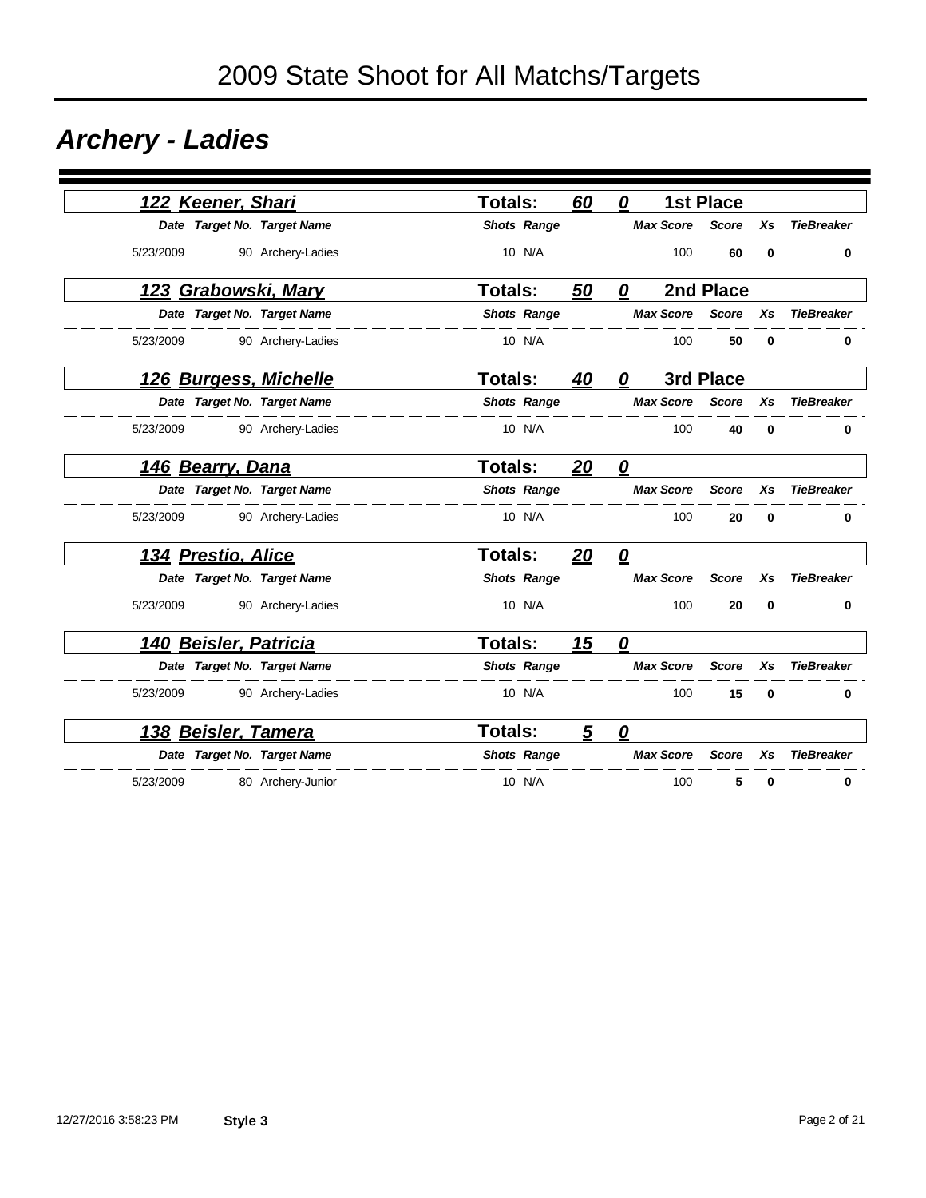# 2009 State Shoot for All Matchs/Targets

## Archery - Ladies

### 122 Keener, Shari — Totals: 60 0 — 1st Place

| Date | Target No. | Target Name | Shots | Range | Max Score | Score | Xs | TieBreaker |
|---|---|---|---|---|---|---|---|---|
| 5/23/2009 | 90 | Archery-Ladies | 10 | N/A | 100 | **60** | **0** | **0** |

### 123 Grabowski, Mary — Totals: 50 0 — 2nd Place

| Date | Target No. | Target Name | Shots | Range | Max Score | Score | Xs | TieBreaker |
|---|---|---|---|---|---|---|---|---|
| 5/23/2009 | 90 | Archery-Ladies | 10 | N/A | 100 | **50** | **0** | **0** |

### 126 Burgess, Michelle — Totals: 40 0 — 3rd Place

| Date | Target No. | Target Name | Shots | Range | Max Score | Score | Xs | TieBreaker |
|---|---|---|---|---|---|---|---|---|
| 5/23/2009 | 90 | Archery-Ladies | 10 | N/A | 100 | **40** | **0** | **0** |

### 146 Bearry, Dana — Totals: 20 0

| Date | Target No. | Target Name | Shots | Range | Max Score | Score | Xs | TieBreaker |
|---|---|---|---|---|---|---|---|---|
| 5/23/2009 | 90 | Archery-Ladies | 10 | N/A | 100 | **20** | **0** | **0** |

### 134 Prestio, Alice — Totals: 20 0

| Date | Target No. | Target Name | Shots | Range | Max Score | Score | Xs | TieBreaker |
|---|---|---|---|---|---|---|---|---|
| 5/23/2009 | 90 | Archery-Ladies | 10 | N/A | 100 | **20** | **0** | **0** |

### 140 Beisler, Patricia — Totals: 15 0

| Date | Target No. | Target Name | Shots | Range | Max Score | Score | Xs | TieBreaker |
|---|---|---|---|---|---|---|---|---|
| 5/23/2009 | 90 | Archery-Ladies | 10 | N/A | 100 | **15** | **0** | **0** |

### 138 Beisler, Tamera — Totals: 5 0

| Date | Target No. | Target Name | Shots | Range | Max Score | Score | Xs | TieBreaker |
|---|---|---|---|---|---|---|---|---|
| 5/23/2009 | 80 | Archery-Junior | 10 | N/A | 100 | **5** | **0** | **0** |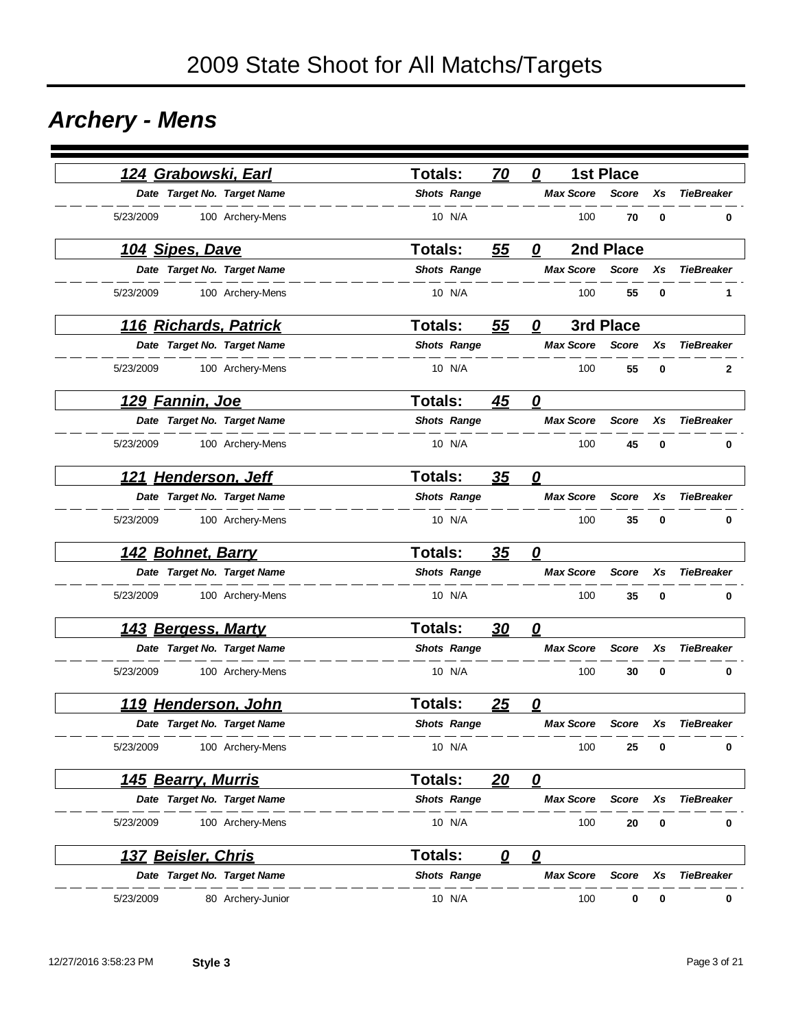# 2009 State Shoot for All Matchs/Targets

## *Archery - Mens*

### *124 Grabowski, Earl* — Totals: 70 | 0 | 1st Place

| Date | Target No. | Target Name | Shots | Range | Max Score | Score | Xs | TieBreaker |
|---|---|---|---|---|---|---|---|---|
| 5/23/2009 | 100 | Archery-Mens | 10 | N/A | 100 | **70** | **0** | **0** |

### *104 Sipes, Dave* — Totals: 55 | 0 | 2nd Place

| Date | Target No. | Target Name | Shots | Range | Max Score | Score | Xs | TieBreaker |
|---|---|---|---|---|---|---|---|---|
| 5/23/2009 | 100 | Archery-Mens | 10 | N/A | 100 | **55** | **0** | **1** |

### *116 Richards, Patrick* — Totals: 55 | 0 | 3rd Place

| Date | Target No. | Target Name | Shots | Range | Max Score | Score | Xs | TieBreaker |
|---|---|---|---|---|---|---|---|---|
| 5/23/2009 | 100 | Archery-Mens | 10 | N/A | 100 | **55** | **0** | **2** |

### *129 Fannin, Joe* — Totals: 45 | 0

| Date | Target No. | Target Name | Shots | Range | Max Score | Score | Xs | TieBreaker |
|---|---|---|---|---|---|---|---|---|
| 5/23/2009 | 100 | Archery-Mens | 10 | N/A | 100 | **45** | **0** | **0** |

### *121 Henderson, Jeff* — Totals: 35 | 0

| Date | Target No. | Target Name | Shots | Range | Max Score | Score | Xs | TieBreaker |
|---|---|---|---|---|---|---|---|---|
| 5/23/2009 | 100 | Archery-Mens | 10 | N/A | 100 | **35** | **0** | **0** |

### *142 Bohnet, Barry* — Totals: 35 | 0

| Date | Target No. | Target Name | Shots | Range | Max Score | Score | Xs | TieBreaker |
|---|---|---|---|---|---|---|---|---|
| 5/23/2009 | 100 | Archery-Mens | 10 | N/A | 100 | **35** | **0** | **0** |

### *143 Bergess, Marty* — Totals: 30 | 0

| Date | Target No. | Target Name | Shots | Range | Max Score | Score | Xs | TieBreaker |
|---|---|---|---|---|---|---|---|---|
| 5/23/2009 | 100 | Archery-Mens | 10 | N/A | 100 | **30** | **0** | **0** |

### *119 Henderson, John* — Totals: 25 | 0

| Date | Target No. | Target Name | Shots | Range | Max Score | Score | Xs | TieBreaker |
|---|---|---|---|---|---|---|---|---|
| 5/23/2009 | 100 | Archery-Mens | 10 | N/A | 100 | **25** | **0** | **0** |

### *145 Bearry, Murris* — Totals: 20 | 0

| Date | Target No. | Target Name | Shots | Range | Max Score | Score | Xs | TieBreaker |
|---|---|---|---|---|---|---|---|---|
| 5/23/2009 | 100 | Archery-Mens | 10 | N/A | 100 | **20** | **0** | **0** |

### *137 Beisler, Chris* — Totals: 0 | 0

| Date | Target No. | Target Name | Shots | Range | Max Score | Score | Xs | TieBreaker |
|---|---|---|---|---|---|---|---|---|
| 5/23/2009 | 80 | Archery-Junior | 10 | N/A | 100 | **0** | **0** | **0** |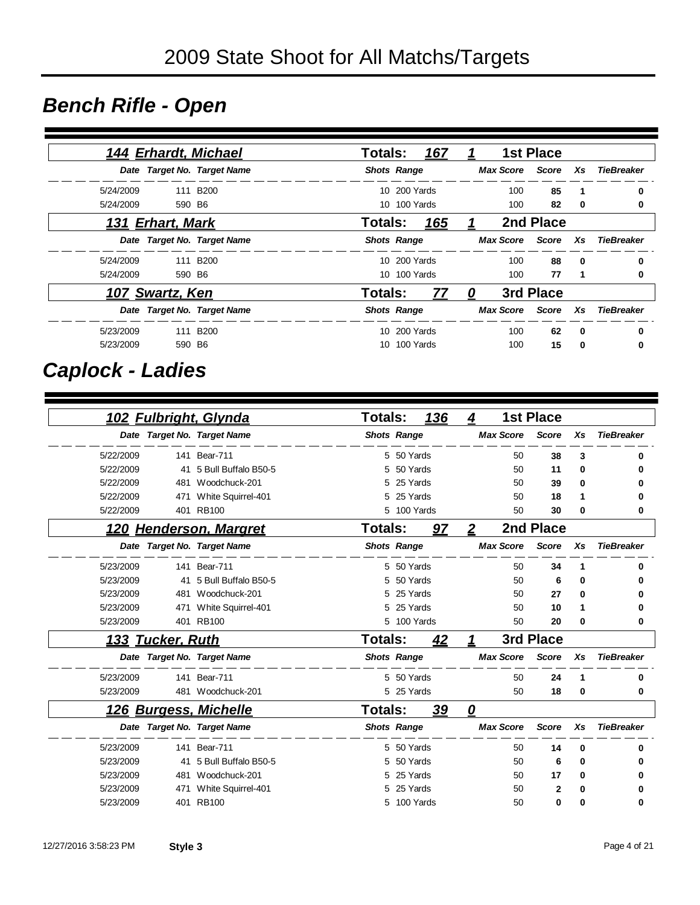# 2009 State Shoot for All Matchs/Targets

## Bench Rifle - Open

### 144 Erhardt, Michael — Totals: 167 — 1 — 1st Place

| Date | Target No. | Target Name | Shots | Range | Max Score | Score | Xs | TieBreaker |
|---|---|---|---|---|---|---|---|---|
| 5/24/2009 | 111 | B200 | 10 | 200 Yards | 100 | **85** | **1** | **0** |
| 5/24/2009 | 590 | B6 | 10 | 100 Yards | 100 | **82** | **0** | **0** |

### 131 Erhart, Mark — Totals: 165 — 1 — 2nd Place

| Date | Target No. | Target Name | Shots | Range | Max Score | Score | Xs | TieBreaker |
|---|---|---|---|---|---|---|---|---|
| 5/24/2009 | 111 | B200 | 10 | 200 Yards | 100 | **88** | **0** | **0** |
| 5/24/2009 | 590 | B6 | 10 | 100 Yards | 100 | **77** | **1** | **0** |

### 107 Swartz, Ken — Totals: 77 — 0 — 3rd Place

| Date | Target No. | Target Name | Shots | Range | Max Score | Score | Xs | TieBreaker |
|---|---|---|---|---|---|---|---|---|
| 5/23/2009 | 111 | B200 | 10 | 200 Yards | 100 | **62** | **0** | **0** |
| 5/23/2009 | 590 | B6 | 10 | 100 Yards | 100 | **15** | **0** | **0** |

## Caplock - Ladies

### 102 Fulbright, Glynda — Totals: 136 — 4 — 1st Place

| Date | Target No. | Target Name | Shots | Range | Max Score | Score | Xs | TieBreaker |
|---|---|---|---|---|---|---|---|---|
| 5/22/2009 | 141 | Bear-711 | 5 | 50 Yards | 50 | **38** | **3** | **0** |
| 5/22/2009 | 41 | 5 Bull Buffalo B50-5 | 5 | 50 Yards | 50 | **11** | **0** | **0** |
| 5/22/2009 | 481 | Woodchuck-201 | 5 | 25 Yards | 50 | **39** | **0** | **0** |
| 5/22/2009 | 471 | White Squirrel-401 | 5 | 25 Yards | 50 | **18** | **1** | **0** |
| 5/22/2009 | 401 | RB100 | 5 | 100 Yards | 50 | **30** | **0** | **0** |

### 120 Henderson, Margret — Totals: 97 — 2 — 2nd Place

| Date | Target No. | Target Name | Shots | Range | Max Score | Score | Xs | TieBreaker |
|---|---|---|---|---|---|---|---|---|
| 5/23/2009 | 141 | Bear-711 | 5 | 50 Yards | 50 | **34** | **1** | **0** |
| 5/23/2009 | 41 | 5 Bull Buffalo B50-5 | 5 | 50 Yards | 50 | **6** | **0** | **0** |
| 5/23/2009 | 481 | Woodchuck-201 | 5 | 25 Yards | 50 | **27** | **0** | **0** |
| 5/23/2009 | 471 | White Squirrel-401 | 5 | 25 Yards | 50 | **10** | **1** | **0** |
| 5/23/2009 | 401 | RB100 | 5 | 100 Yards | 50 | **20** | **0** | **0** |

### 133 Tucker, Ruth — Totals: 42 — 1 — 3rd Place

| Date | Target No. | Target Name | Shots | Range | Max Score | Score | Xs | TieBreaker |
|---|---|---|---|---|---|---|---|---|
| 5/23/2009 | 141 | Bear-711 | 5 | 50 Yards | 50 | **24** | **1** | **0** |
| 5/23/2009 | 481 | Woodchuck-201 | 5 | 25 Yards | 50 | **18** | **0** | **0** |

### 126 Burgess, Michelle — Totals: 39 — 0

| Date | Target No. | Target Name | Shots | Range | Max Score | Score | Xs | TieBreaker |
|---|---|---|---|---|---|---|---|---|
| 5/23/2009 | 141 | Bear-711 | 5 | 50 Yards | 50 | **14** | **0** | **0** |
| 5/23/2009 | 41 | 5 Bull Buffalo B50-5 | 5 | 50 Yards | 50 | **6** | **0** | **0** |
| 5/23/2009 | 481 | Woodchuck-201 | 5 | 25 Yards | 50 | **17** | **0** | **0** |
| 5/23/2009 | 471 | White Squirrel-401 | 5 | 25 Yards | 50 | **2** | **0** | **0** |
| 5/23/2009 | 401 | RB100 | 5 | 100 Yards | 50 | **0** | **0** | **0** |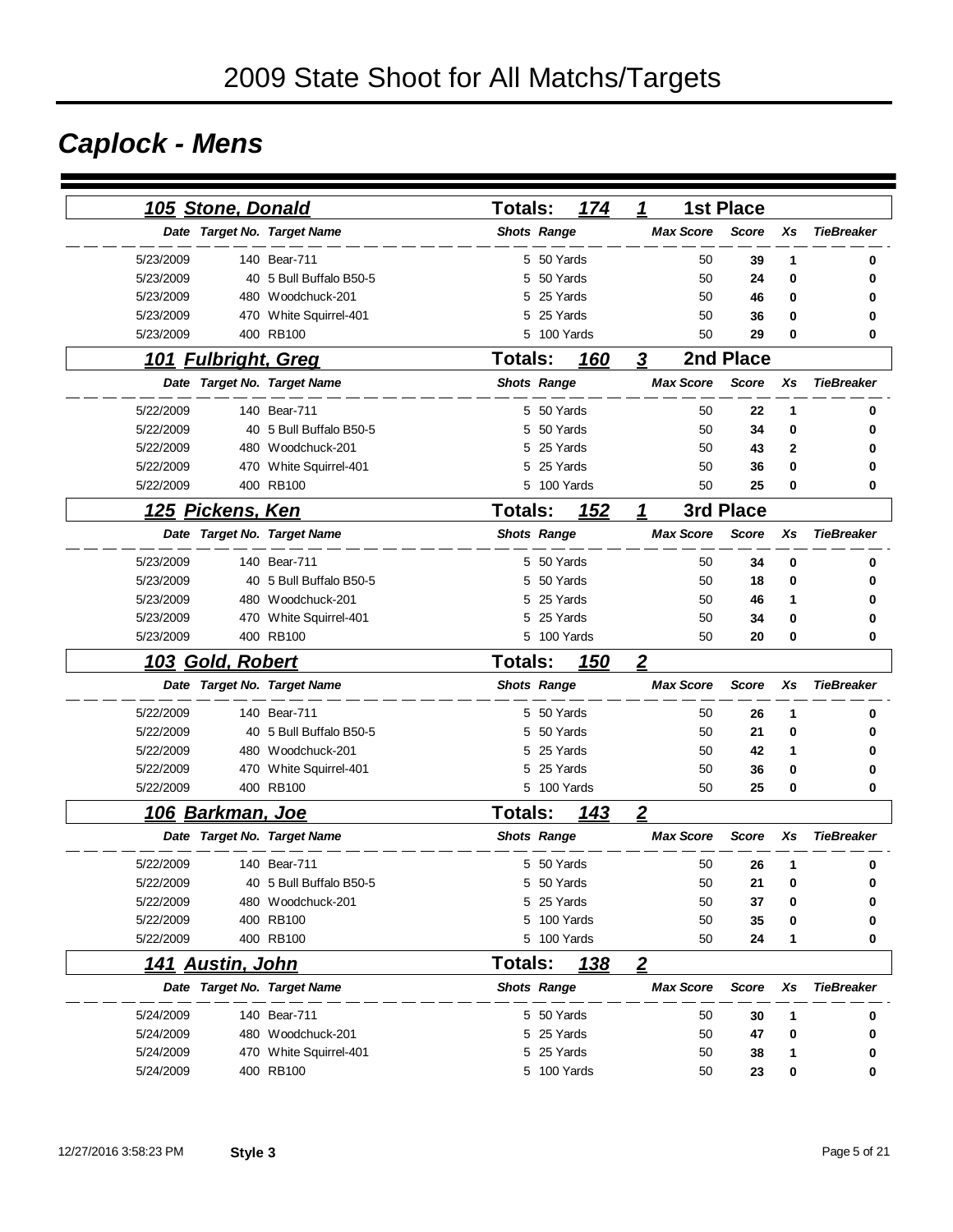# 2009 State Shoot for All Matchs/Targets

## Caplock - Mens

### 105 Stone, Donald — Totals: 174 — 1 — 1st Place

| Date | Target No. | Target Name | Shots | Range | Max Score | Score | Xs | TieBreaker |
|---|---|---|---|---|---|---|---|---|
| 5/23/2009 | 140 | Bear-711 | 5 | 50 Yards | 50 | 39 | 1 | 0 |
| 5/23/2009 | 40 | 5 Bull Buffalo B50-5 | 5 | 50 Yards | 50 | 24 | 0 | 0 |
| 5/23/2009 | 480 | Woodchuck-201 | 5 | 25 Yards | 50 | 46 | 0 | 0 |
| 5/23/2009 | 470 | White Squirrel-401 | 5 | 25 Yards | 50 | 36 | 0 | 0 |
| 5/23/2009 | 400 | RB100 | 5 | 100 Yards | 50 | 29 | 0 | 0 |

### 101 Fulbright, Greg — Totals: 160 — 3 — 2nd Place

| Date | Target No. | Target Name | Shots | Range | Max Score | Score | Xs | TieBreaker |
|---|---|---|---|---|---|---|---|---|
| 5/22/2009 | 140 | Bear-711 | 5 | 50 Yards | 50 | 22 | 1 | 0 |
| 5/22/2009 | 40 | 5 Bull Buffalo B50-5 | 5 | 50 Yards | 50 | 34 | 0 | 0 |
| 5/22/2009 | 480 | Woodchuck-201 | 5 | 25 Yards | 50 | 43 | 2 | 0 |
| 5/22/2009 | 470 | White Squirrel-401 | 5 | 25 Yards | 50 | 36 | 0 | 0 |
| 5/22/2009 | 400 | RB100 | 5 | 100 Yards | 50 | 25 | 0 | 0 |

### 125 Pickens, Ken — Totals: 152 — 1 — 3rd Place

| Date | Target No. | Target Name | Shots | Range | Max Score | Score | Xs | TieBreaker |
|---|---|---|---|---|---|---|---|---|
| 5/23/2009 | 140 | Bear-711 | 5 | 50 Yards | 50 | 34 | 0 | 0 |
| 5/23/2009 | 40 | 5 Bull Buffalo B50-5 | 5 | 50 Yards | 50 | 18 | 0 | 0 |
| 5/23/2009 | 480 | Woodchuck-201 | 5 | 25 Yards | 50 | 46 | 1 | 0 |
| 5/23/2009 | 470 | White Squirrel-401 | 5 | 25 Yards | 50 | 34 | 0 | 0 |
| 5/23/2009 | 400 | RB100 | 5 | 100 Yards | 50 | 20 | 0 | 0 |

### 103 Gold, Robert — Totals: 150 — 2

| Date | Target No. | Target Name | Shots | Range | Max Score | Score | Xs | TieBreaker |
|---|---|---|---|---|---|---|---|---|
| 5/22/2009 | 140 | Bear-711 | 5 | 50 Yards | 50 | 26 | 1 | 0 |
| 5/22/2009 | 40 | 5 Bull Buffalo B50-5 | 5 | 50 Yards | 50 | 21 | 0 | 0 |
| 5/22/2009 | 480 | Woodchuck-201 | 5 | 25 Yards | 50 | 42 | 1 | 0 |
| 5/22/2009 | 470 | White Squirrel-401 | 5 | 25 Yards | 50 | 36 | 0 | 0 |
| 5/22/2009 | 400 | RB100 | 5 | 100 Yards | 50 | 25 | 0 | 0 |

### 106 Barkman, Joe — Totals: 143 — 2

| Date | Target No. | Target Name | Shots | Range | Max Score | Score | Xs | TieBreaker |
|---|---|---|---|---|---|---|---|---|
| 5/22/2009 | 140 | Bear-711 | 5 | 50 Yards | 50 | 26 | 1 | 0 |
| 5/22/2009 | 40 | 5 Bull Buffalo B50-5 | 5 | 50 Yards | 50 | 21 | 0 | 0 |
| 5/22/2009 | 480 | Woodchuck-201 | 5 | 25 Yards | 50 | 37 | 0 | 0 |
| 5/22/2009 | 400 | RB100 | 5 | 100 Yards | 50 | 35 | 0 | 0 |
| 5/22/2009 | 400 | RB100 | 5 | 100 Yards | 50 | 24 | 1 | 0 |

### 141 Austin, John — Totals: 138 — 2

| Date | Target No. | Target Name | Shots | Range | Max Score | Score | Xs | TieBreaker |
|---|---|---|---|---|---|---|---|---|
| 5/24/2009 | 140 | Bear-711 | 5 | 50 Yards | 50 | 30 | 1 | 0 |
| 5/24/2009 | 480 | Woodchuck-201 | 5 | 25 Yards | 50 | 47 | 0 | 0 |
| 5/24/2009 | 470 | White Squirrel-401 | 5 | 25 Yards | 50 | 38 | 1 | 0 |
| 5/24/2009 | 400 | RB100 | 5 | 100 Yards | 50 | 23 | 0 | 0 |

12/27/2016 3:58:23 PM **Style 3**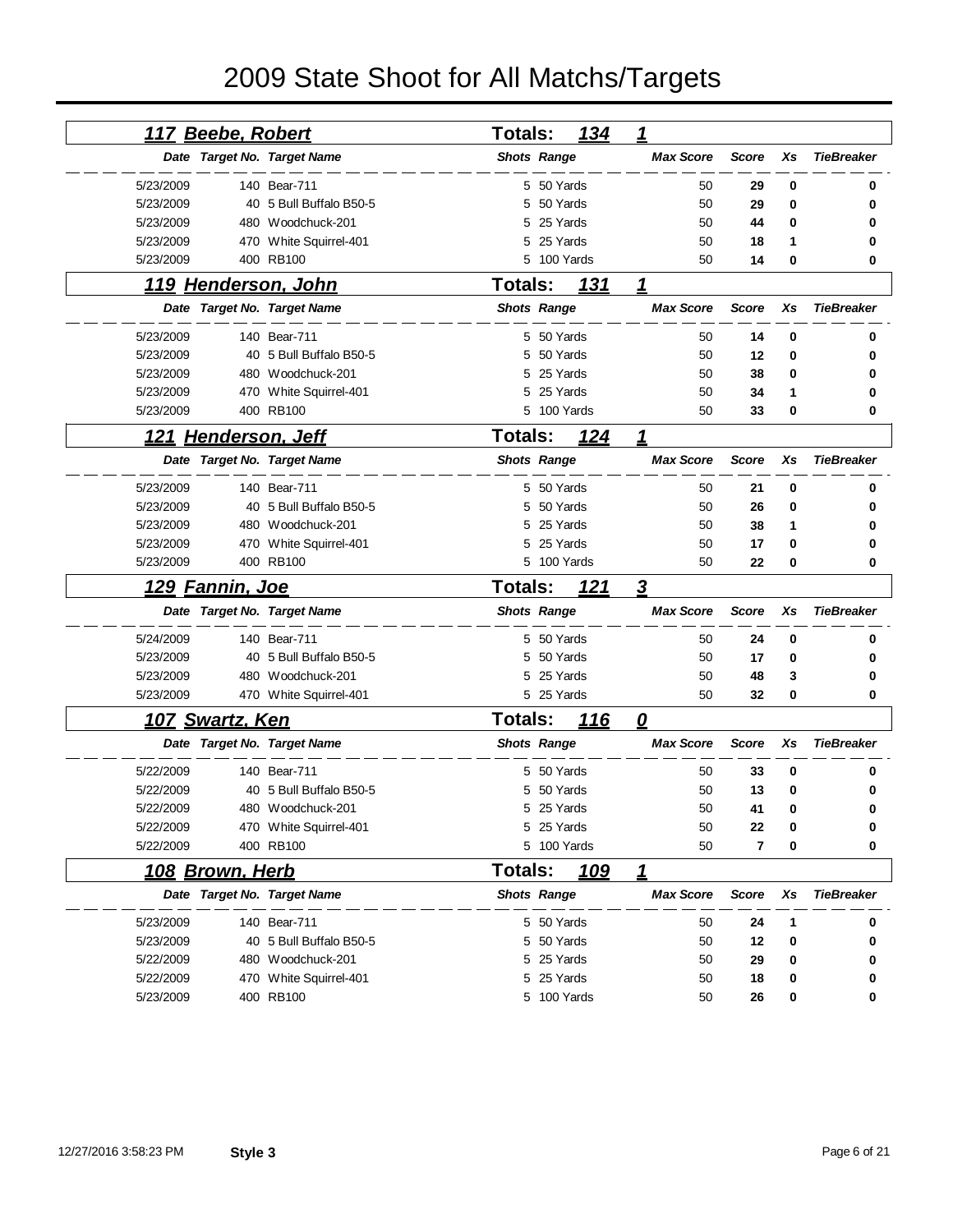# 2009 State Shoot for All Matchs/Targets

## 117 Beebe, Robert — Totals: 134 — 1

| Date | Target No. | Target Name | Shots | Range | Max Score | Score | Xs | TieBreaker |
|---|---|---|---|---|---|---|---|---|
| 5/23/2009 | 140 | Bear-711 | 5 | 50 Yards | 50 | **29** | **0** | **0** |
| 5/23/2009 | 40 | 5 Bull Buffalo B50-5 | 5 | 50 Yards | 50 | **29** | **0** | **0** |
| 5/23/2009 | 480 | Woodchuck-201 | 5 | 25 Yards | 50 | **44** | **0** | **0** |
| 5/23/2009 | 470 | White Squirrel-401 | 5 | 25 Yards | 50 | **18** | **1** | **0** |
| 5/23/2009 | 400 | RB100 | 5 | 100 Yards | 50 | **14** | **0** | **0** |

## 119 Henderson, John — Totals: 131 — 1

| Date | Target No. | Target Name | Shots | Range | Max Score | Score | Xs | TieBreaker |
|---|---|---|---|---|---|---|---|---|
| 5/23/2009 | 140 | Bear-711 | 5 | 50 Yards | 50 | **14** | **0** | **0** |
| 5/23/2009 | 40 | 5 Bull Buffalo B50-5 | 5 | 50 Yards | 50 | **12** | **0** | **0** |
| 5/23/2009 | 480 | Woodchuck-201 | 5 | 25 Yards | 50 | **38** | **0** | **0** |
| 5/23/2009 | 470 | White Squirrel-401 | 5 | 25 Yards | 50 | **34** | **1** | **0** |
| 5/23/2009 | 400 | RB100 | 5 | 100 Yards | 50 | **33** | **0** | **0** |

## 121 Henderson, Jeff — Totals: 124 — 1

| Date | Target No. | Target Name | Shots | Range | Max Score | Score | Xs | TieBreaker |
|---|---|---|---|---|---|---|---|---|
| 5/23/2009 | 140 | Bear-711 | 5 | 50 Yards | 50 | **21** | **0** | **0** |
| 5/23/2009 | 40 | 5 Bull Buffalo B50-5 | 5 | 50 Yards | 50 | **26** | **0** | **0** |
| 5/23/2009 | 480 | Woodchuck-201 | 5 | 25 Yards | 50 | **38** | **1** | **0** |
| 5/23/2009 | 470 | White Squirrel-401 | 5 | 25 Yards | 50 | **17** | **0** | **0** |
| 5/23/2009 | 400 | RB100 | 5 | 100 Yards | 50 | **22** | **0** | **0** |

## 129 Fannin, Joe — Totals: 121 — 3

| Date | Target No. | Target Name | Shots | Range | Max Score | Score | Xs | TieBreaker |
|---|---|---|---|---|---|---|---|---|
| 5/24/2009 | 140 | Bear-711 | 5 | 50 Yards | 50 | **24** | **0** | **0** |
| 5/23/2009 | 40 | 5 Bull Buffalo B50-5 | 5 | 50 Yards | 50 | **17** | **0** | **0** |
| 5/23/2009 | 480 | Woodchuck-201 | 5 | 25 Yards | 50 | **48** | **3** | **0** |
| 5/23/2009 | 470 | White Squirrel-401 | 5 | 25 Yards | 50 | **32** | **0** | **0** |

## 107 Swartz, Ken — Totals: 116 — 0

| Date | Target No. | Target Name | Shots | Range | Max Score | Score | Xs | TieBreaker |
|---|---|---|---|---|---|---|---|---|
| 5/22/2009 | 140 | Bear-711 | 5 | 50 Yards | 50 | **33** | **0** | **0** |
| 5/22/2009 | 40 | 5 Bull Buffalo B50-5 | 5 | 50 Yards | 50 | **13** | **0** | **0** |
| 5/22/2009 | 480 | Woodchuck-201 | 5 | 25 Yards | 50 | **41** | **0** | **0** |
| 5/22/2009 | 470 | White Squirrel-401 | 5 | 25 Yards | 50 | **22** | **0** | **0** |
| 5/22/2009 | 400 | RB100 | 5 | 100 Yards | 50 | **7** | **0** | **0** |

## 108 Brown, Herb — Totals: 109 — 1

| Date | Target No. | Target Name | Shots | Range | Max Score | Score | Xs | TieBreaker |
|---|---|---|---|---|---|---|---|---|
| 5/23/2009 | 140 | Bear-711 | 5 | 50 Yards | 50 | **24** | **1** | **0** |
| 5/23/2009 | 40 | 5 Bull Buffalo B50-5 | 5 | 50 Yards | 50 | **12** | **0** | **0** |
| 5/22/2009 | 480 | Woodchuck-201 | 5 | 25 Yards | 50 | **29** | **0** | **0** |
| 5/22/2009 | 470 | White Squirrel-401 | 5 | 25 Yards | 50 | **18** | **0** | **0** |
| 5/23/2009 | 400 | RB100 | 5 | 100 Yards | 50 | **26** | **0** | **0** |

12/27/2016 3:58:23 PM **Style 3**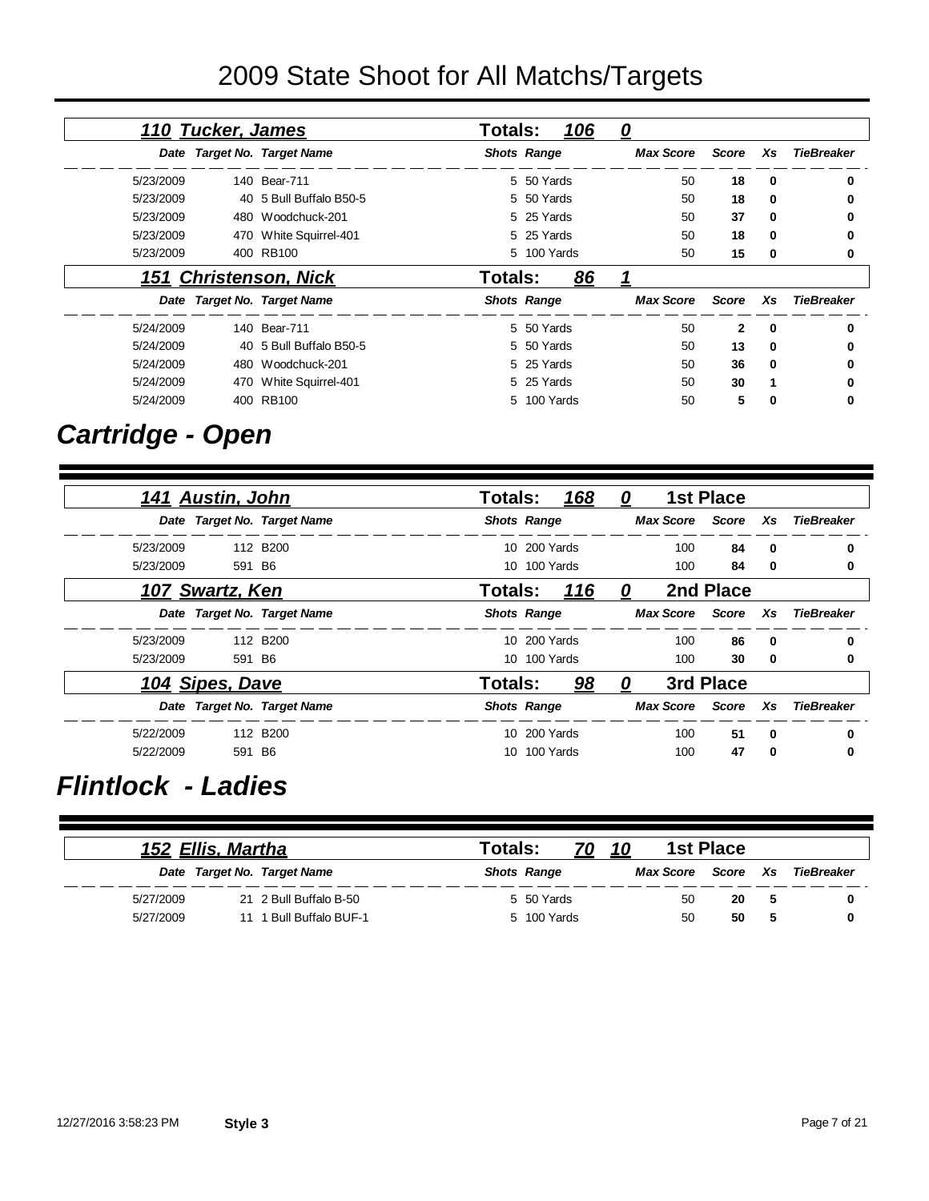# 2009 State Shoot for All Matchs/Targets

### 110 Tucker, James — Totals: 106 0

| Date | Target No. | Target Name | Shots | Range | Max Score | Score | Xs | TieBreaker |
|---|---|---|---|---|---|---|---|---|
| 5/23/2009 | 140 | Bear-711 | 5 | 50 Yards | 50 | **18** | **0** | **0** |
| 5/23/2009 | 40 | 5 Bull Buffalo B50-5 | 5 | 50 Yards | 50 | **18** | **0** | **0** |
| 5/23/2009 | 480 | Woodchuck-201 | 5 | 25 Yards | 50 | **37** | **0** | **0** |
| 5/23/2009 | 470 | White Squirrel-401 | 5 | 25 Yards | 50 | **18** | **0** | **0** |
| 5/23/2009 | 400 | RB100 | 5 | 100 Yards | 50 | **15** | **0** | **0** |

### 151 Christenson, Nick — Totals: 86 1

| Date | Target No. | Target Name | Shots | Range | Max Score | Score | Xs | TieBreaker |
|---|---|---|---|---|---|---|---|---|
| 5/24/2009 | 140 | Bear-711 | 5 | 50 Yards | 50 | **2** | **0** | **0** |
| 5/24/2009 | 40 | 5 Bull Buffalo B50-5 | 5 | 50 Yards | 50 | **13** | **0** | **0** |
| 5/24/2009 | 480 | Woodchuck-201 | 5 | 25 Yards | 50 | **36** | **0** | **0** |
| 5/24/2009 | 470 | White Squirrel-401 | 5 | 25 Yards | 50 | **30** | **1** | **0** |
| 5/24/2009 | 400 | RB100 | 5 | 100 Yards | 50 | **5** | **0** | **0** |

## Cartridge - Open

### 141 Austin, John — Totals: 168 0 — 1st Place

| Date | Target No. | Target Name | Shots | Range | Max Score | Score | Xs | TieBreaker |
|---|---|---|---|---|---|---|---|---|
| 5/23/2009 | 112 | B200 | 10 | 200 Yards | 100 | **84** | **0** | **0** |
| 5/23/2009 | 591 | B6 | 10 | 100 Yards | 100 | **84** | **0** | **0** |

### 107 Swartz, Ken — Totals: 116 0 — 2nd Place

| Date | Target No. | Target Name | Shots | Range | Max Score | Score | Xs | TieBreaker |
|---|---|---|---|---|---|---|---|---|
| 5/23/2009 | 112 | B200 | 10 | 200 Yards | 100 | **86** | **0** | **0** |
| 5/23/2009 | 591 | B6 | 10 | 100 Yards | 100 | **30** | **0** | **0** |

### 104 Sipes, Dave — Totals: 98 0 — 3rd Place

| Date | Target No. | Target Name | Shots | Range | Max Score | Score | Xs | TieBreaker |
|---|---|---|---|---|---|---|---|---|
| 5/22/2009 | 112 | B200 | 10 | 200 Yards | 100 | **51** | **0** | **0** |
| 5/22/2009 | 591 | B6 | 10 | 100 Yards | 100 | **47** | **0** | **0** |

## Flintlock - Ladies

### 152 Ellis, Martha — Totals: 70 10 — 1st Place

| Date | Target No. | Target Name | Shots | Range | Max Score | Score | Xs | TieBreaker |
|---|---|---|---|---|---|---|---|---|
| 5/27/2009 | 21 | 2 Bull Buffalo B-50 | 5 | 50 Yards | 50 | **20** | **5** | **0** |
| 5/27/2009 | 11 | 1 Bull Buffalo BUF-1 | 5 | 100 Yards | 50 | **50** | **5** | **0** |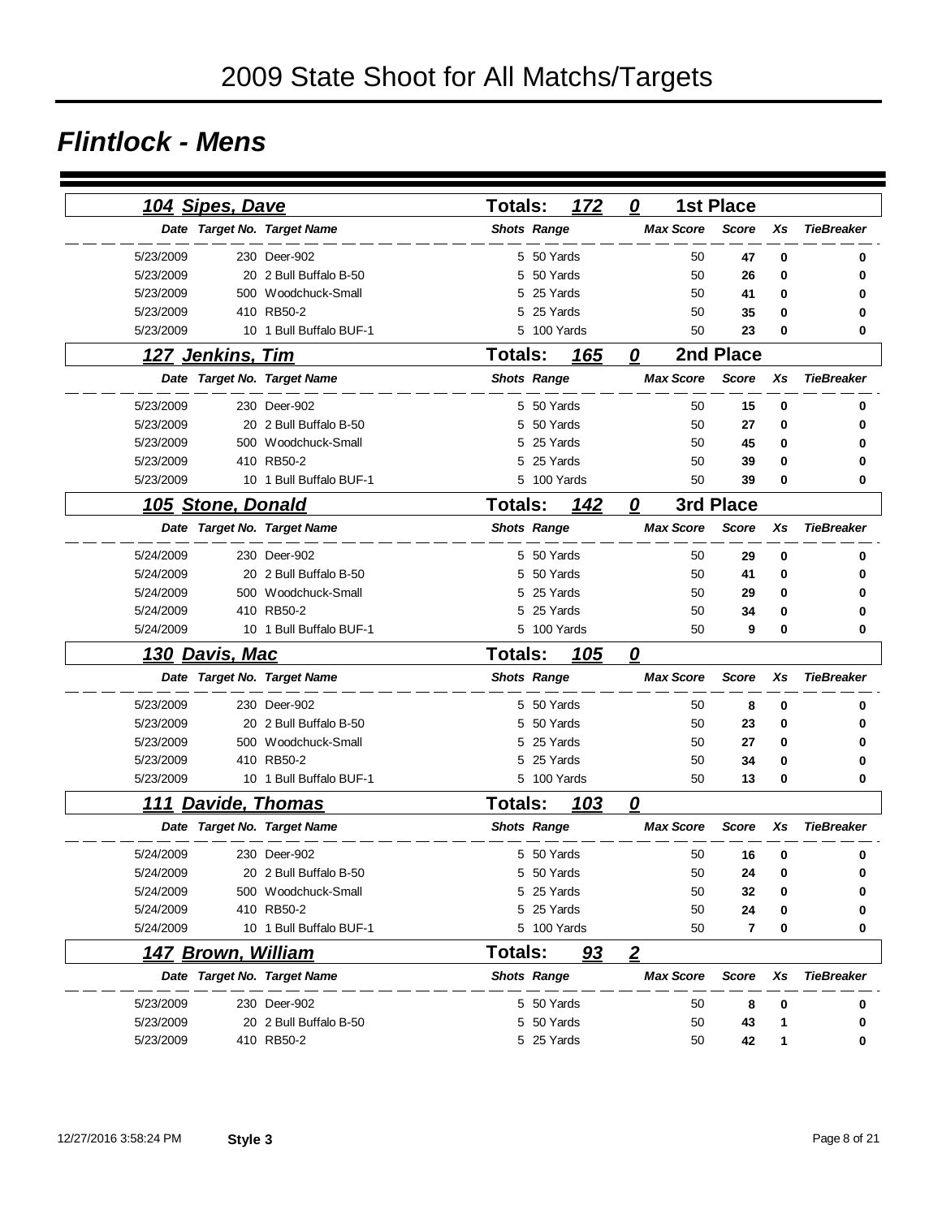# 2009 State Shoot for All Matchs/Targets

## *Flintlock - Mens*

### 104 Sipes, Dave — Totals: 172 — 0 — 1st Place

| Date | Target No. | Target Name | Shots | Range | Max Score | Score | Xs | TieBreaker |
|---|---|---|---|---|---|---|---|---|
| 5/23/2009 | 230 | Deer-902 | 5 | 50 Yards | 50 | **47** | **0** | **0** |
| 5/23/2009 | 20 | 2 Bull Buffalo B-50 | 5 | 50 Yards | 50 | **26** | **0** | **0** |
| 5/23/2009 | 500 | Woodchuck-Small | 5 | 25 Yards | 50 | **41** | **0** | **0** |
| 5/23/2009 | 410 | RB50-2 | 5 | 25 Yards | 50 | **35** | **0** | **0** |
| 5/23/2009 | 10 | 1 Bull Buffalo BUF-1 | 5 | 100 Yards | 50 | **23** | **0** | **0** |

### 127 Jenkins, Tim — Totals: 165 — 0 — 2nd Place

| Date | Target No. | Target Name | Shots | Range | Max Score | Score | Xs | TieBreaker |
|---|---|---|---|---|---|---|---|---|
| 5/23/2009 | 230 | Deer-902 | 5 | 50 Yards | 50 | **15** | **0** | **0** |
| 5/23/2009 | 20 | 2 Bull Buffalo B-50 | 5 | 50 Yards | 50 | **27** | **0** | **0** |
| 5/23/2009 | 500 | Woodchuck-Small | 5 | 25 Yards | 50 | **45** | **0** | **0** |
| 5/23/2009 | 410 | RB50-2 | 5 | 25 Yards | 50 | **39** | **0** | **0** |
| 5/23/2009 | 10 | 1 Bull Buffalo BUF-1 | 5 | 100 Yards | 50 | **39** | **0** | **0** |

### 105 Stone, Donald — Totals: 142 — 0 — 3rd Place

| Date | Target No. | Target Name | Shots | Range | Max Score | Score | Xs | TieBreaker |
|---|---|---|---|---|---|---|---|---|
| 5/24/2009 | 230 | Deer-902 | 5 | 50 Yards | 50 | **29** | **0** | **0** |
| 5/24/2009 | 20 | 2 Bull Buffalo B-50 | 5 | 50 Yards | 50 | **41** | **0** | **0** |
| 5/24/2009 | 500 | Woodchuck-Small | 5 | 25 Yards | 50 | **29** | **0** | **0** |
| 5/24/2009 | 410 | RB50-2 | 5 | 25 Yards | 50 | **34** | **0** | **0** |
| 5/24/2009 | 10 | 1 Bull Buffalo BUF-1 | 5 | 100 Yards | 50 | **9** | **0** | **0** |

### 130 Davis, Mac — Totals: 105 — 0

| Date | Target No. | Target Name | Shots | Range | Max Score | Score | Xs | TieBreaker |
|---|---|---|---|---|---|---|---|---|
| 5/23/2009 | 230 | Deer-902 | 5 | 50 Yards | 50 | **8** | **0** | **0** |
| 5/23/2009 | 20 | 2 Bull Buffalo B-50 | 5 | 50 Yards | 50 | **23** | **0** | **0** |
| 5/23/2009 | 500 | Woodchuck-Small | 5 | 25 Yards | 50 | **27** | **0** | **0** |
| 5/23/2009 | 410 | RB50-2 | 5 | 25 Yards | 50 | **34** | **0** | **0** |
| 5/23/2009 | 10 | 1 Bull Buffalo BUF-1 | 5 | 100 Yards | 50 | **13** | **0** | **0** |

### 111 Davide, Thomas — Totals: 103 — 0

| Date | Target No. | Target Name | Shots | Range | Max Score | Score | Xs | TieBreaker |
|---|---|---|---|---|---|---|---|---|
| 5/24/2009 | 230 | Deer-902 | 5 | 50 Yards | 50 | **16** | **0** | **0** |
| 5/24/2009 | 20 | 2 Bull Buffalo B-50 | 5 | 50 Yards | 50 | **24** | **0** | **0** |
| 5/24/2009 | 500 | Woodchuck-Small | 5 | 25 Yards | 50 | **32** | **0** | **0** |
| 5/24/2009 | 410 | RB50-2 | 5 | 25 Yards | 50 | **24** | **0** | **0** |
| 5/24/2009 | 10 | 1 Bull Buffalo BUF-1 | 5 | 100 Yards | 50 | **7** | **0** | **0** |

### 147 Brown, William — Totals: 93 — 2

| Date | Target No. | Target Name | Shots | Range | Max Score | Score | Xs | TieBreaker |
|---|---|---|---|---|---|---|---|---|
| 5/23/2009 | 230 | Deer-902 | 5 | 50 Yards | 50 | **8** | **0** | **0** |
| 5/23/2009 | 20 | 2 Bull Buffalo B-50 | 5 | 50 Yards | 50 | **43** | **1** | **0** |
| 5/23/2009 | 410 | RB50-2 | 5 | 25 Yards | 50 | **42** | **1** | **0** |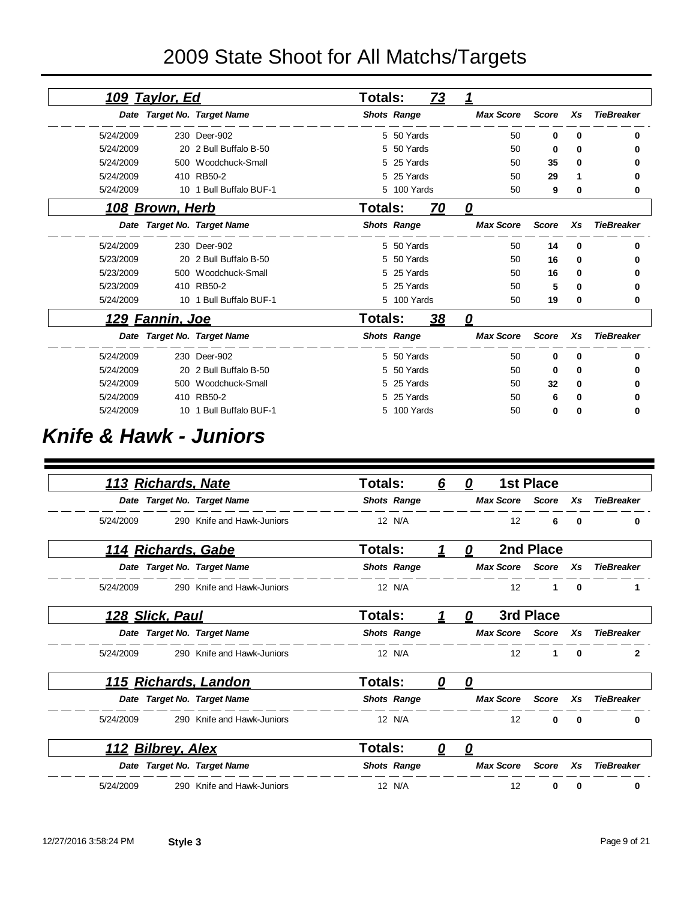# 2009 State Shoot for All Matchs/Targets

### 109 Taylor, Ed — Totals: 73 1

| Date | Target No. | Target Name | Shots | Range | Max Score | Score | Xs | TieBreaker |
|---|---|---|---|---|---|---|---|---|
| 5/24/2009 | 230 | Deer-902 | 5 | 50 Yards | 50 | **0** | **0** | **0** |
| 5/24/2009 | 20 | 2 Bull Buffalo B-50 | 5 | 50 Yards | 50 | **0** | **0** | **0** |
| 5/24/2009 | 500 | Woodchuck-Small | 5 | 25 Yards | 50 | **35** | **0** | **0** |
| 5/24/2009 | 410 | RB50-2 | 5 | 25 Yards | 50 | **29** | **1** | **0** |
| 5/24/2009 | 10 | 1 Bull Buffalo BUF-1 | 5 | 100 Yards | 50 | **9** | **0** | **0** |

### 108 Brown, Herb — Totals: 70 0

| Date | Target No. | Target Name | Shots | Range | Max Score | Score | Xs | TieBreaker |
|---|---|---|---|---|---|---|---|---|
| 5/24/2009 | 230 | Deer-902 | 5 | 50 Yards | 50 | **14** | **0** | **0** |
| 5/23/2009 | 20 | 2 Bull Buffalo B-50 | 5 | 50 Yards | 50 | **16** | **0** | **0** |
| 5/23/2009 | 500 | Woodchuck-Small | 5 | 25 Yards | 50 | **16** | **0** | **0** |
| 5/23/2009 | 410 | RB50-2 | 5 | 25 Yards | 50 | **5** | **0** | **0** |
| 5/24/2009 | 10 | 1 Bull Buffalo BUF-1 | 5 | 100 Yards | 50 | **19** | **0** | **0** |

### 129 Fannin, Joe — Totals: 38 0

| Date | Target No. | Target Name | Shots | Range | Max Score | Score | Xs | TieBreaker |
|---|---|---|---|---|---|---|---|---|
| 5/24/2009 | 230 | Deer-902 | 5 | 50 Yards | 50 | **0** | **0** | **0** |
| 5/24/2009 | 20 | 2 Bull Buffalo B-50 | 5 | 50 Yards | 50 | **0** | **0** | **0** |
| 5/24/2009 | 500 | Woodchuck-Small | 5 | 25 Yards | 50 | **32** | **0** | **0** |
| 5/24/2009 | 410 | RB50-2 | 5 | 25 Yards | 50 | **6** | **0** | **0** |
| 5/24/2009 | 10 | 1 Bull Buffalo BUF-1 | 5 | 100 Yards | 50 | **0** | **0** | **0** |

## Knife & Hawk - Juniors

### 113 Richards, Nate — Totals: 6 0 — 1st Place

| Date | Target No. | Target Name | Shots | Range | Max Score | Score | Xs | TieBreaker |
|---|---|---|---|---|---|---|---|---|
| 5/24/2009 | 290 | Knife and Hawk-Juniors | 12 | N/A | 12 | **6** | **0** | **0** |

### 114 Richards, Gabe — Totals: 1 0 — 2nd Place

| Date | Target No. | Target Name | Shots | Range | Max Score | Score | Xs | TieBreaker |
|---|---|---|---|---|---|---|---|---|
| 5/24/2009 | 290 | Knife and Hawk-Juniors | 12 | N/A | 12 | **1** | **0** | **1** |

### 128 Slick, Paul — Totals: 1 0 — 3rd Place

| Date | Target No. | Target Name | Shots | Range | Max Score | Score | Xs | TieBreaker |
|---|---|---|---|---|---|---|---|---|
| 5/24/2009 | 290 | Knife and Hawk-Juniors | 12 | N/A | 12 | **1** | **0** | **2** |

### 115 Richards, Landon — Totals: 0 0

| Date | Target No. | Target Name | Shots | Range | Max Score | Score | Xs | TieBreaker |
|---|---|---|---|---|---|---|---|---|
| 5/24/2009 | 290 | Knife and Hawk-Juniors | 12 | N/A | 12 | **0** | **0** | **0** |

### 112 Bilbrey, Alex — Totals: 0 0

| Date | Target No. | Target Name | Shots | Range | Max Score | Score | Xs | TieBreaker |
|---|---|---|---|---|---|---|---|---|
| 5/24/2009 | 290 | Knife and Hawk-Juniors | 12 | N/A | 12 | **0** | **0** | **0** |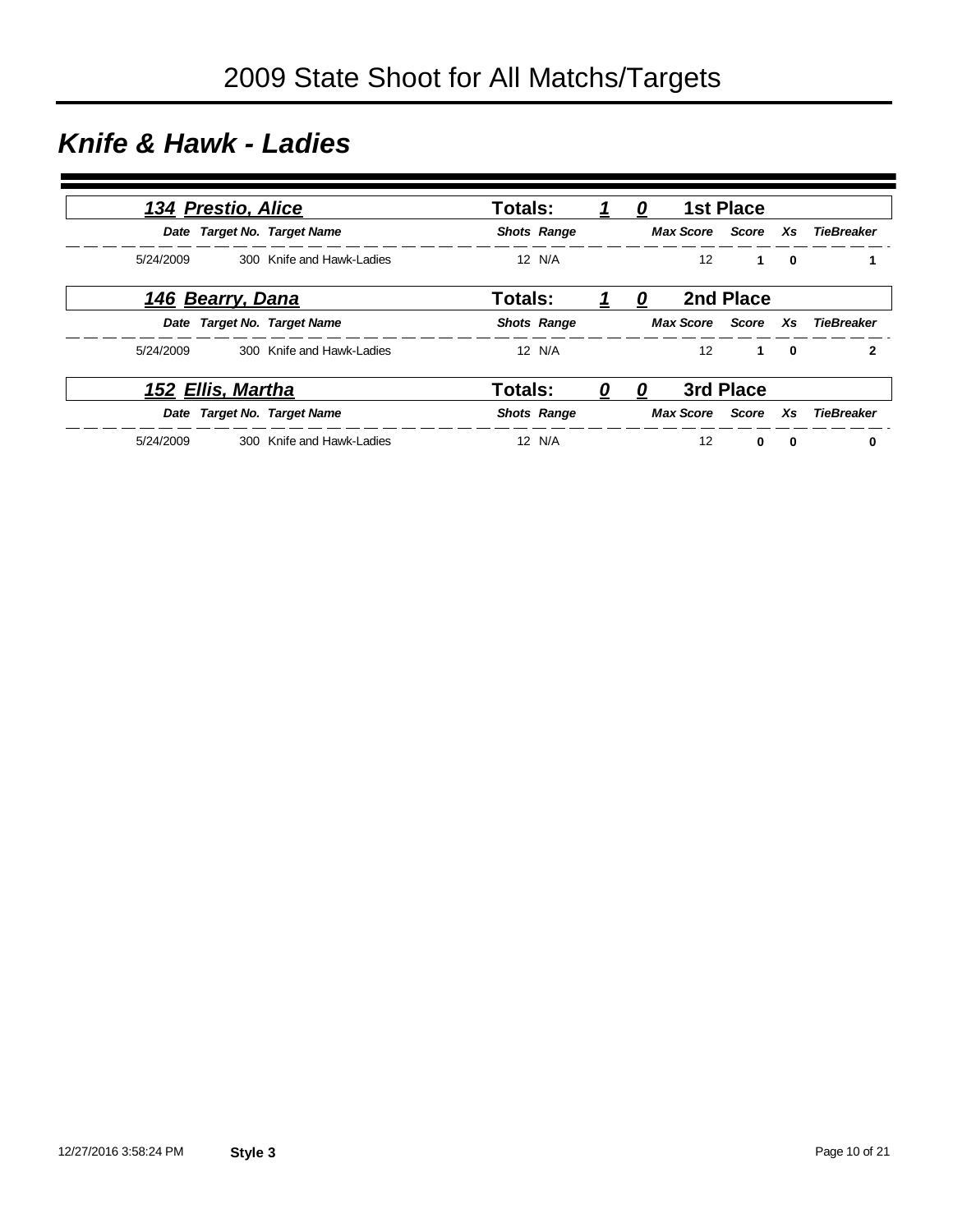# 2009 State Shoot for All Matchs/Targets

## *Knife & Hawk - Ladies*

### *134 Prestio, Alice* — Totals: 1 0 — 1st Place

| Date | Target No. | Target Name | Shots | Range | Max Score | Score | Xs | TieBreaker |
|---|---|---|---|---|---|---|---|---|
| 5/24/2009 | 300 | Knife and Hawk-Ladies | 12 | N/A | 12 | **1** | **0** | **1** |

### *146 Bearry, Dana* — Totals: 1 0 — 2nd Place

| Date | Target No. | Target Name | Shots | Range | Max Score | Score | Xs | TieBreaker |
|---|---|---|---|---|---|---|---|---|
| 5/24/2009 | 300 | Knife and Hawk-Ladies | 12 | N/A | 12 | **1** | **0** | **2** |

### *152 Ellis, Martha* — Totals: 0 0 — 3rd Place

| Date | Target No. | Target Name | Shots | Range | Max Score | Score | Xs | TieBreaker |
|---|---|---|---|---|---|---|---|---|
| 5/24/2009 | 300 | Knife and Hawk-Ladies | 12 | N/A | 12 | **0** | **0** | **0** |

12/27/2016 3:58:24 PM **Style 3**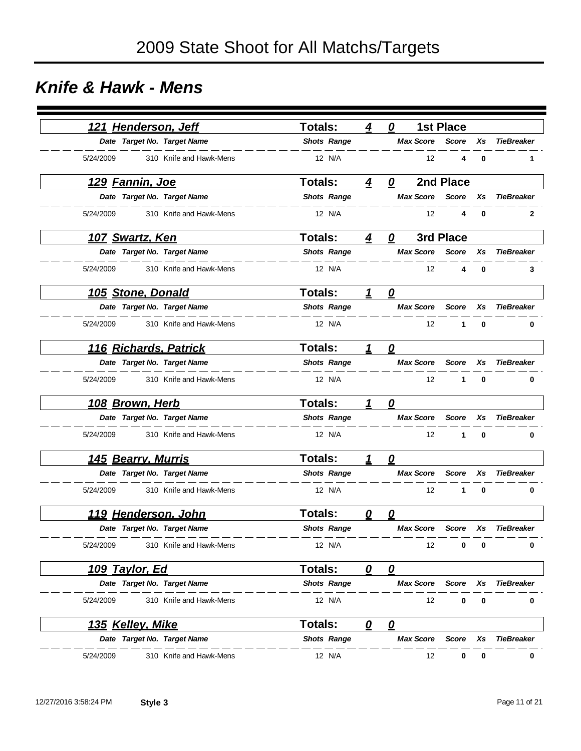# 2009 State Shoot for All Matchs/Targets

## *Knife & Hawk - Mens*

### 121 Henderson, Jeff — Totals: 4 0 — 1st Place

| Date | Target No. | Target Name | Shots | Range | Max Score | Score | Xs | TieBreaker |
|---|---|---|---|---|---|---|---|---|
| 5/24/2009 | 310 | Knife and Hawk-Mens | 12 | N/A | 12 | **4** | **0** | **1** |

### 129 Fannin, Joe — Totals: 4 0 — 2nd Place

| Date | Target No. | Target Name | Shots | Range | Max Score | Score | Xs | TieBreaker |
|---|---|---|---|---|---|---|---|---|
| 5/24/2009 | 310 | Knife and Hawk-Mens | 12 | N/A | 12 | **4** | **0** | **2** |

### 107 Swartz, Ken — Totals: 4 0 — 3rd Place

| Date | Target No. | Target Name | Shots | Range | Max Score | Score | Xs | TieBreaker |
|---|---|---|---|---|---|---|---|---|
| 5/24/2009 | 310 | Knife and Hawk-Mens | 12 | N/A | 12 | **4** | **0** | **3** |

### 105 Stone, Donald — Totals: 1 0

| Date | Target No. | Target Name | Shots | Range | Max Score | Score | Xs | TieBreaker |
|---|---|---|---|---|---|---|---|---|
| 5/24/2009 | 310 | Knife and Hawk-Mens | 12 | N/A | 12 | **1** | **0** | **0** |

### 116 Richards, Patrick — Totals: 1 0

| Date | Target No. | Target Name | Shots | Range | Max Score | Score | Xs | TieBreaker |
|---|---|---|---|---|---|---|---|---|
| 5/24/2009 | 310 | Knife and Hawk-Mens | 12 | N/A | 12 | **1** | **0** | **0** |

### 108 Brown, Herb — Totals: 1 0

| Date | Target No. | Target Name | Shots | Range | Max Score | Score | Xs | TieBreaker |
|---|---|---|---|---|---|---|---|---|
| 5/24/2009 | 310 | Knife and Hawk-Mens | 12 | N/A | 12 | **1** | **0** | **0** |

### 145 Bearry, Murris — Totals: 1 0

| Date | Target No. | Target Name | Shots | Range | Max Score | Score | Xs | TieBreaker |
|---|---|---|---|---|---|---|---|---|
| 5/24/2009 | 310 | Knife and Hawk-Mens | 12 | N/A | 12 | **1** | **0** | **0** |

### 119 Henderson, John — Totals: 0 0

| Date | Target No. | Target Name | Shots | Range | Max Score | Score | Xs | TieBreaker |
|---|---|---|---|---|---|---|---|---|
| 5/24/2009 | 310 | Knife and Hawk-Mens | 12 | N/A | 12 | **0** | **0** | **0** |

### 109 Taylor, Ed — Totals: 0 0

| Date | Target No. | Target Name | Shots | Range | Max Score | Score | Xs | TieBreaker |
|---|---|---|---|---|---|---|---|---|
| 5/24/2009 | 310 | Knife and Hawk-Mens | 12 | N/A | 12 | **0** | **0** | **0** |

### 135 Kelley, Mike — Totals: 0 0

| Date | Target No. | Target Name | Shots | Range | Max Score | Score | Xs | TieBreaker |
|---|---|---|---|---|---|---|---|---|
| 5/24/2009 | 310 | Knife and Hawk-Mens | 12 | N/A | 12 | **0** | **0** | **0** |

12/27/2016 3:58:24 PM **Style 3**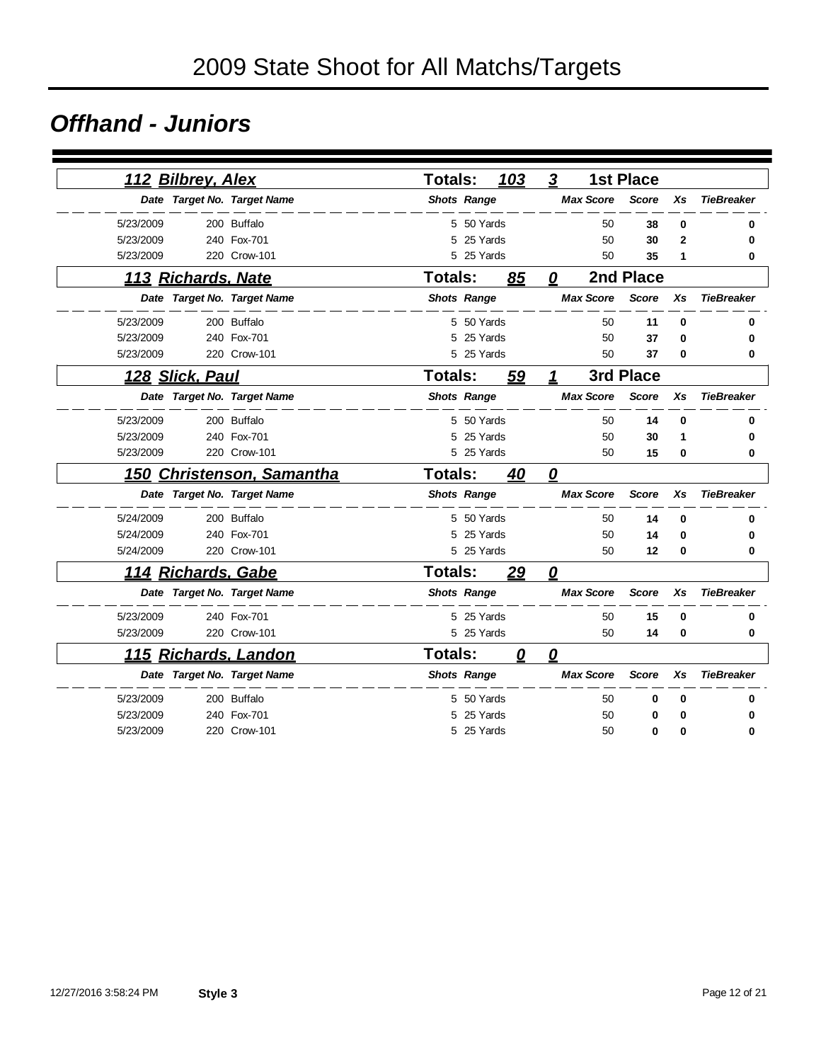# 2009 State Shoot for All Matchs/Targets

## Offhand - Juniors

### 112 Bilbrey, Alex — Totals: 103 3 — 1st Place

| Date | Target No. | Target Name | Shots | Range | Max Score | Score | Xs | TieBreaker |
|---|---|---|---|---|---|---|---|---|
| 5/23/2009 | 200 | Buffalo | 5 | 50 Yards | 50 | **38** | **0** | **0** |
| 5/23/2009 | 240 | Fox-701 | 5 | 25 Yards | 50 | **30** | **2** | **0** |
| 5/23/2009 | 220 | Crow-101 | 5 | 25 Yards | 50 | **35** | **1** | **0** |

### 113 Richards, Nate — Totals: 85 0 — 2nd Place

| Date | Target No. | Target Name | Shots | Range | Max Score | Score | Xs | TieBreaker |
|---|---|---|---|---|---|---|---|---|
| 5/23/2009 | 200 | Buffalo | 5 | 50 Yards | 50 | **11** | **0** | **0** |
| 5/23/2009 | 240 | Fox-701 | 5 | 25 Yards | 50 | **37** | **0** | **0** |
| 5/23/2009 | 220 | Crow-101 | 5 | 25 Yards | 50 | **37** | **0** | **0** |

### 128 Slick, Paul — Totals: 59 1 — 3rd Place

| Date | Target No. | Target Name | Shots | Range | Max Score | Score | Xs | TieBreaker |
|---|---|---|---|---|---|---|---|---|
| 5/23/2009 | 200 | Buffalo | 5 | 50 Yards | 50 | **14** | **0** | **0** |
| 5/23/2009 | 240 | Fox-701 | 5 | 25 Yards | 50 | **30** | **1** | **0** |
| 5/23/2009 | 220 | Crow-101 | 5 | 25 Yards | 50 | **15** | **0** | **0** |

### 150 Christenson, Samantha — Totals: 40 0

| Date | Target No. | Target Name | Shots | Range | Max Score | Score | Xs | TieBreaker |
|---|---|---|---|---|---|---|---|---|
| 5/24/2009 | 200 | Buffalo | 5 | 50 Yards | 50 | **14** | **0** | **0** |
| 5/24/2009 | 240 | Fox-701 | 5 | 25 Yards | 50 | **14** | **0** | **0** |
| 5/24/2009 | 220 | Crow-101 | 5 | 25 Yards | 50 | **12** | **0** | **0** |

### 114 Richards, Gabe — Totals: 29 0

| Date | Target No. | Target Name | Shots | Range | Max Score | Score | Xs | TieBreaker |
|---|---|---|---|---|---|---|---|---|
| 5/23/2009 | 240 | Fox-701 | 5 | 25 Yards | 50 | **15** | **0** | **0** |
| 5/23/2009 | 220 | Crow-101 | 5 | 25 Yards | 50 | **14** | **0** | **0** |

### 115 Richards, Landon — Totals: 0 0

| Date | Target No. | Target Name | Shots | Range | Max Score | Score | Xs | TieBreaker |
|---|---|---|---|---|---|---|---|---|
| 5/23/2009 | 200 | Buffalo | 5 | 50 Yards | 50 | **0** | **0** | **0** |
| 5/23/2009 | 240 | Fox-701 | 5 | 25 Yards | 50 | **0** | **0** | **0** |
| 5/23/2009 | 220 | Crow-101 | 5 | 25 Yards | 50 | **0** | **0** | **0** |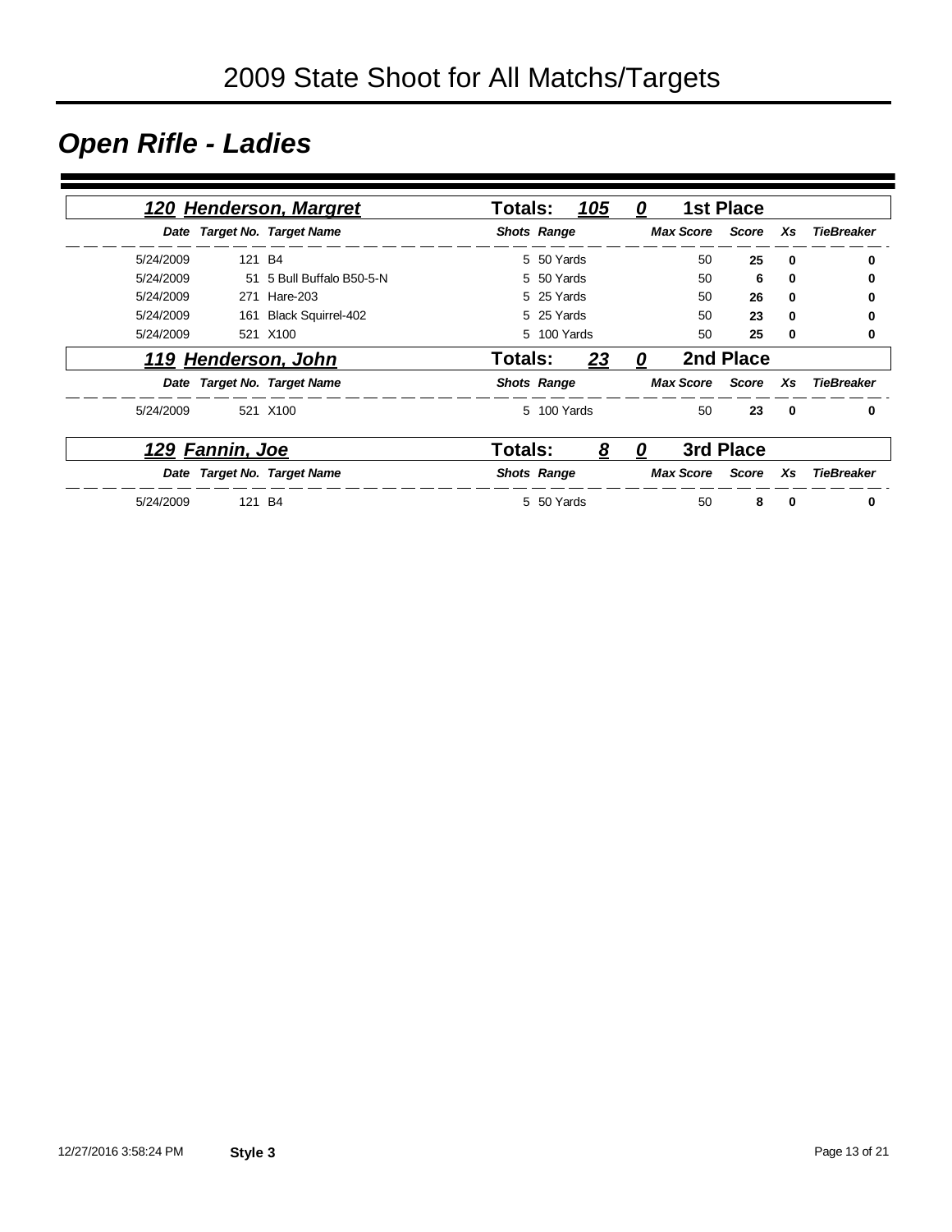# 2009 State Shoot for All Matchs/Targets

## *Open Rifle - Ladies*

### *120 Henderson, Margret* — Totals: 105 | 0 | 1st Place

| Date | Target No. | Target Name | Shots | Range | Max Score | Score | Xs | TieBreaker |
|---|---|---|---|---|---|---|---|---|
| 5/24/2009 | 121 | B4 | 5 | 50 Yards | 50 | **25** | **0** | **0** |
| 5/24/2009 | 51 | 5 Bull Buffalo B50-5-N | 5 | 50 Yards | 50 | **6** | **0** | **0** |
| 5/24/2009 | 271 | Hare-203 | 5 | 25 Yards | 50 | **26** | **0** | **0** |
| 5/24/2009 | 161 | Black Squirrel-402 | 5 | 25 Yards | 50 | **23** | **0** | **0** |
| 5/24/2009 | 521 | X100 | 5 | 100 Yards | 50 | **25** | **0** | **0** |

### *119 Henderson, John* — Totals: 23 | 0 | 2nd Place

| Date | Target No. | Target Name | Shots | Range | Max Score | Score | Xs | TieBreaker |
|---|---|---|---|---|---|---|---|---|
| 5/24/2009 | 521 | X100 | 5 | 100 Yards | 50 | **23** | **0** | **0** |

### *129 Fannin, Joe* — Totals: 8 | 0 | 3rd Place

| Date | Target No. | Target Name | Shots | Range | Max Score | Score | Xs | TieBreaker |
|---|---|---|---|---|---|---|---|---|
| 5/24/2009 | 121 | B4 | 5 | 50 Yards | 50 | **8** | **0** | **0** |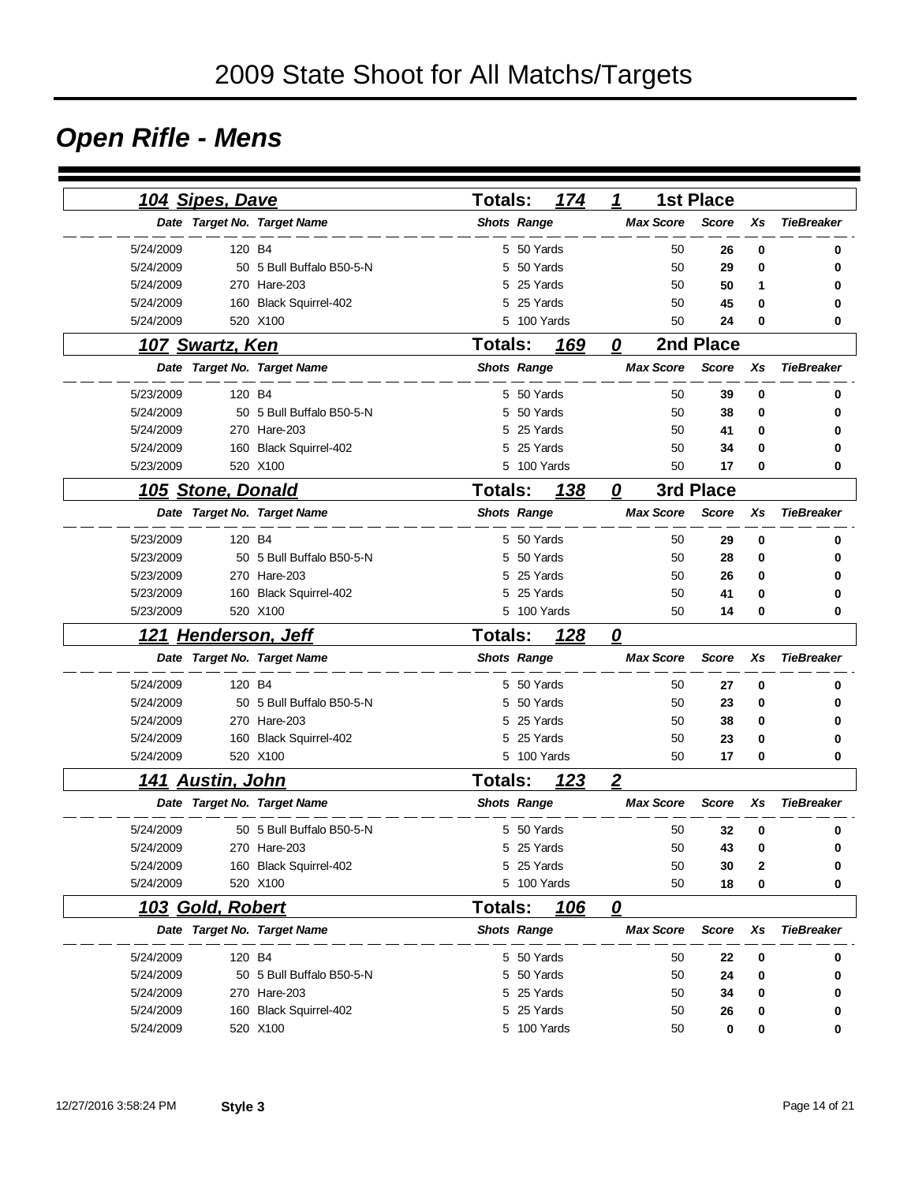# 2009 State Shoot for All Matchs/Targets

## Open Rifle - Mens

### 104 Sipes, Dave — Totals: 174 — 1 — 1st Place

| Date | Target No. | Target Name | Shots | Range | Max Score | Score | Xs | TieBreaker |
|---|---|---|---|---|---|---|---|---|
| 5/24/2009 | 120 | B4 | 5 | 50 Yards | 50 | 26 | 0 | 0 |
| 5/24/2009 | 50 | 5 Bull Buffalo B50-5-N | 5 | 50 Yards | 50 | 29 | 0 | 0 |
| 5/24/2009 | 270 | Hare-203 | 5 | 25 Yards | 50 | 50 | 1 | 0 |
| 5/24/2009 | 160 | Black Squirrel-402 | 5 | 25 Yards | 50 | 45 | 0 | 0 |
| 5/24/2009 | 520 | X100 | 5 | 100 Yards | 50 | 24 | 0 | 0 |

### 107 Swartz, Ken — Totals: 169 — 0 — 2nd Place

| Date | Target No. | Target Name | Shots | Range | Max Score | Score | Xs | TieBreaker |
|---|---|---|---|---|---|---|---|---|
| 5/23/2009 | 120 | B4 | 5 | 50 Yards | 50 | 39 | 0 | 0 |
| 5/24/2009 | 50 | 5 Bull Buffalo B50-5-N | 5 | 50 Yards | 50 | 38 | 0 | 0 |
| 5/24/2009 | 270 | Hare-203 | 5 | 25 Yards | 50 | 41 | 0 | 0 |
| 5/24/2009 | 160 | Black Squirrel-402 | 5 | 25 Yards | 50 | 34 | 0 | 0 |
| 5/23/2009 | 520 | X100 | 5 | 100 Yards | 50 | 17 | 0 | 0 |

### 105 Stone, Donald — Totals: 138 — 0 — 3rd Place

| Date | Target No. | Target Name | Shots | Range | Max Score | Score | Xs | TieBreaker |
|---|---|---|---|---|---|---|---|---|
| 5/23/2009 | 120 | B4 | 5 | 50 Yards | 50 | 29 | 0 | 0 |
| 5/23/2009 | 50 | 5 Bull Buffalo B50-5-N | 5 | 50 Yards | 50 | 28 | 0 | 0 |
| 5/23/2009 | 270 | Hare-203 | 5 | 25 Yards | 50 | 26 | 0 | 0 |
| 5/23/2009 | 160 | Black Squirrel-402 | 5 | 25 Yards | 50 | 41 | 0 | 0 |
| 5/23/2009 | 520 | X100 | 5 | 100 Yards | 50 | 14 | 0 | 0 |

### 121 Henderson, Jeff — Totals: 128 — 0

| Date | Target No. | Target Name | Shots | Range | Max Score | Score | Xs | TieBreaker |
|---|---|---|---|---|---|---|---|---|
| 5/24/2009 | 120 | B4 | 5 | 50 Yards | 50 | 27 | 0 | 0 |
| 5/24/2009 | 50 | 5 Bull Buffalo B50-5-N | 5 | 50 Yards | 50 | 23 | 0 | 0 |
| 5/24/2009 | 270 | Hare-203 | 5 | 25 Yards | 50 | 38 | 0 | 0 |
| 5/24/2009 | 160 | Black Squirrel-402 | 5 | 25 Yards | 50 | 23 | 0 | 0 |
| 5/24/2009 | 520 | X100 | 5 | 100 Yards | 50 | 17 | 0 | 0 |

### 141 Austin, John — Totals: 123 — 2

| Date | Target No. | Target Name | Shots | Range | Max Score | Score | Xs | TieBreaker |
|---|---|---|---|---|---|---|---|---|
| 5/24/2009 | 50 | 5 Bull Buffalo B50-5-N | 5 | 50 Yards | 50 | 32 | 0 | 0 |
| 5/24/2009 | 270 | Hare-203 | 5 | 25 Yards | 50 | 43 | 0 | 0 |
| 5/24/2009 | 160 | Black Squirrel-402 | 5 | 25 Yards | 50 | 30 | 2 | 0 |
| 5/24/2009 | 520 | X100 | 5 | 100 Yards | 50 | 18 | 0 | 0 |

### 103 Gold, Robert — Totals: 106 — 0

| Date | Target No. | Target Name | Shots | Range | Max Score | Score | Xs | TieBreaker |
|---|---|---|---|---|---|---|---|---|
| 5/24/2009 | 120 | B4 | 5 | 50 Yards | 50 | 22 | 0 | 0 |
| 5/24/2009 | 50 | 5 Bull Buffalo B50-5-N | 5 | 50 Yards | 50 | 24 | 0 | 0 |
| 5/24/2009 | 270 | Hare-203 | 5 | 25 Yards | 50 | 34 | 0 | 0 |
| 5/24/2009 | 160 | Black Squirrel-402 | 5 | 25 Yards | 50 | 26 | 0 | 0 |
| 5/24/2009 | 520 | X100 | 5 | 100 Yards | 50 | 0 | 0 | 0 |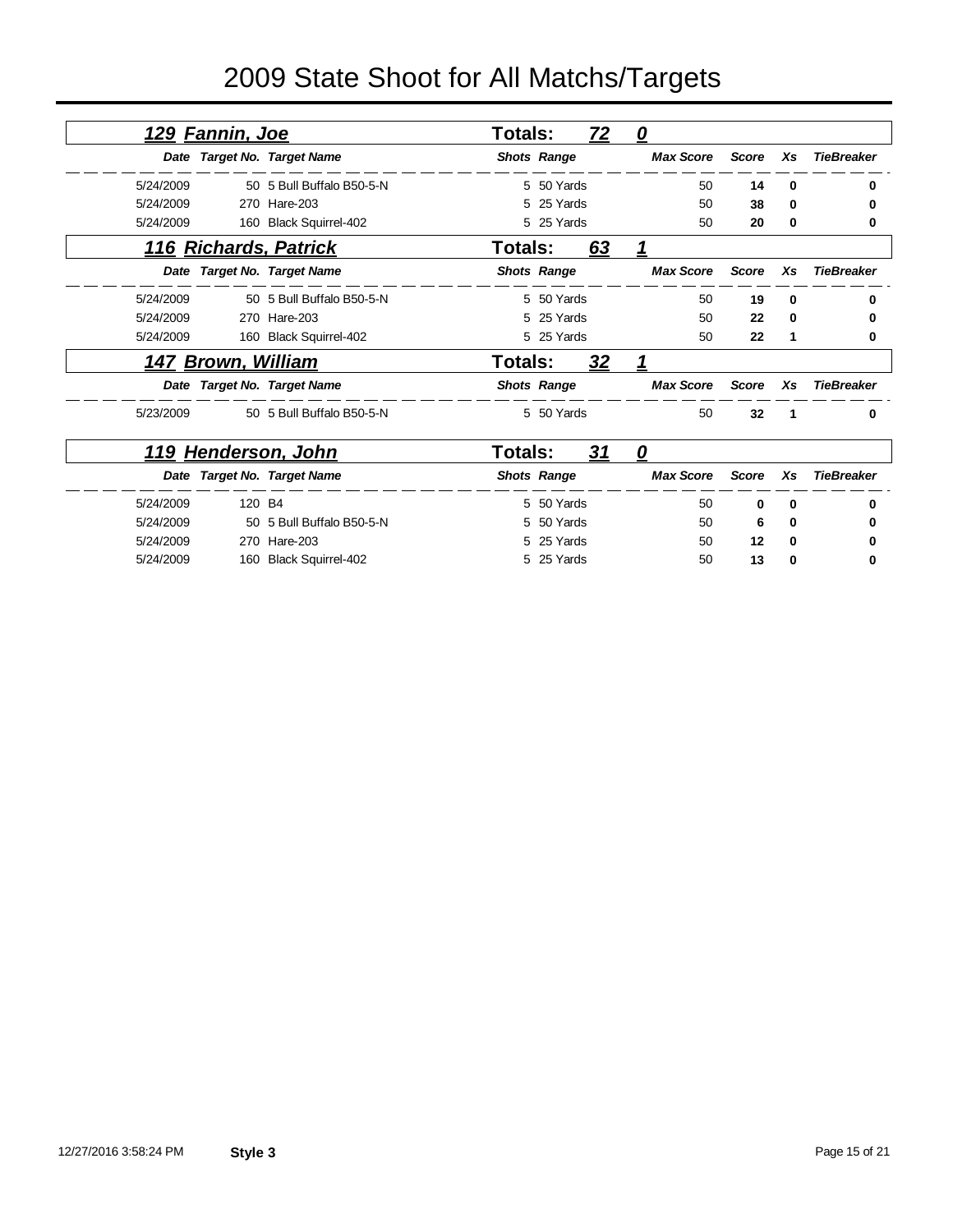# 2009 State Shoot for All Matchs/Targets

## 129 Fannin, Joe — Totals: 72 0

| Date | Target No. | Target Name | Shots | Range | Max Score | Score | Xs | TieBreaker |
|---|---|---|---|---|---|---|---|---|
| 5/24/2009 | 50 | 5 Bull Buffalo B50-5-N | 5 | 50 Yards | 50 | **14** | **0** | **0** |
| 5/24/2009 | 270 | Hare-203 | 5 | 25 Yards | 50 | **38** | **0** | **0** |
| 5/24/2009 | 160 | Black Squirrel-402 | 5 | 25 Yards | 50 | **20** | **0** | **0** |

## 116 Richards, Patrick — Totals: 63 1

| Date | Target No. | Target Name | Shots | Range | Max Score | Score | Xs | TieBreaker |
|---|---|---|---|---|---|---|---|---|
| 5/24/2009 | 50 | 5 Bull Buffalo B50-5-N | 5 | 50 Yards | 50 | **19** | **0** | **0** |
| 5/24/2009 | 270 | Hare-203 | 5 | 25 Yards | 50 | **22** | **0** | **0** |
| 5/24/2009 | 160 | Black Squirrel-402 | 5 | 25 Yards | 50 | **22** | **1** | **0** |

## 147 Brown, William — Totals: 32 1

| Date | Target No. | Target Name | Shots | Range | Max Score | Score | Xs | TieBreaker |
|---|---|---|---|---|---|---|---|---|
| 5/23/2009 | 50 | 5 Bull Buffalo B50-5-N | 5 | 50 Yards | 50 | **32** | **1** | **0** |

## 119 Henderson, John — Totals: 31 0

| Date | Target No. | Target Name | Shots | Range | Max Score | Score | Xs | TieBreaker |
|---|---|---|---|---|---|---|---|---|
| 5/24/2009 | 120 | B4 | 5 | 50 Yards | 50 | **0** | **0** | **0** |
| 5/24/2009 | 50 | 5 Bull Buffalo B50-5-N | 5 | 50 Yards | 50 | **6** | **0** | **0** |
| 5/24/2009 | 270 | Hare-203 | 5 | 25 Yards | 50 | **12** | **0** | **0** |
| 5/24/2009 | 160 | Black Squirrel-402 | 5 | 25 Yards | 50 | **13** | **0** | **0** |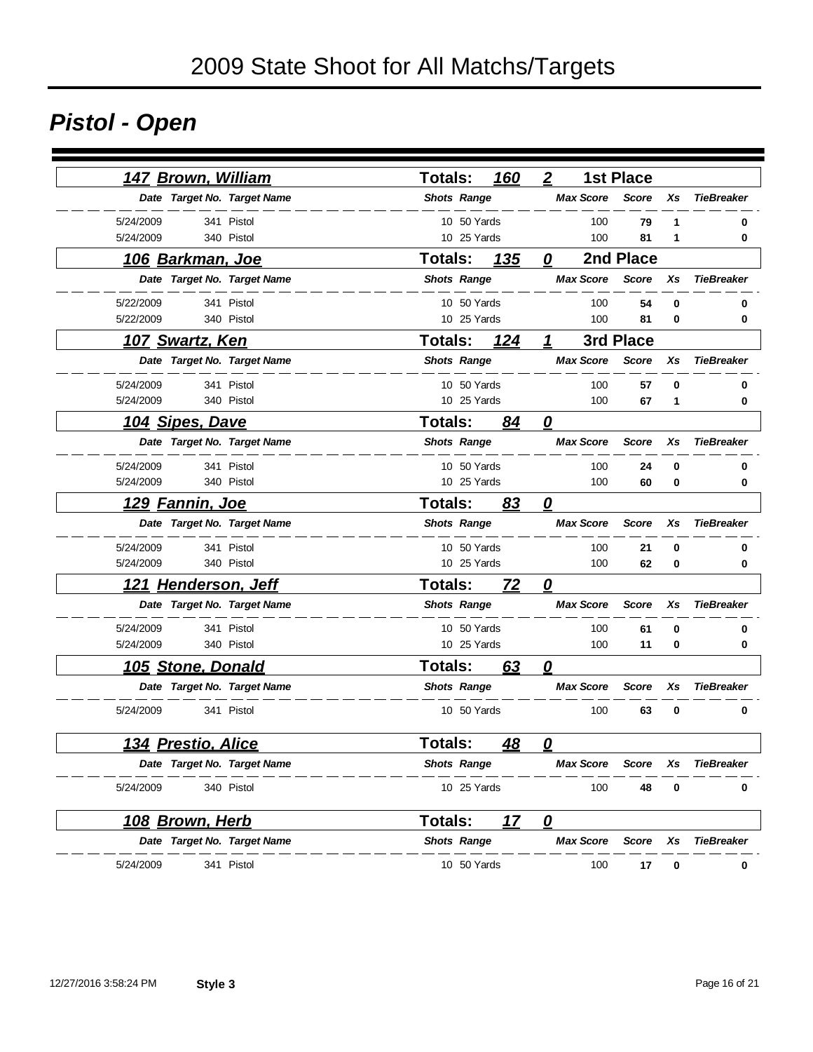# 2009 State Shoot for All Matchs/Targets

## *Pistol - Open*

### 147 Brown, William — Totals: 160 — 2 — 1st Place

| Date | Target No. | Target Name | Shots | Range | Max Score | Score | Xs | TieBreaker |
|---|---|---|---|---|---|---|---|---|
| 5/24/2009 | 341 | Pistol | 10 | 50 Yards | 100 | **79** | **1** | **0** |
| 5/24/2009 | 340 | Pistol | 10 | 25 Yards | 100 | **81** | **1** | **0** |

### 106 Barkman, Joe — Totals: 135 — 0 — 2nd Place

| Date | Target No. | Target Name | Shots | Range | Max Score | Score | Xs | TieBreaker |
|---|---|---|---|---|---|---|---|---|
| 5/22/2009 | 341 | Pistol | 10 | 50 Yards | 100 | **54** | **0** | **0** |
| 5/22/2009 | 340 | Pistol | 10 | 25 Yards | 100 | **81** | **0** | **0** |

### 107 Swartz, Ken — Totals: 124 — 1 — 3rd Place

| Date | Target No. | Target Name | Shots | Range | Max Score | Score | Xs | TieBreaker |
|---|---|---|---|---|---|---|---|---|
| 5/24/2009 | 341 | Pistol | 10 | 50 Yards | 100 | **57** | **0** | **0** |
| 5/24/2009 | 340 | Pistol | 10 | 25 Yards | 100 | **67** | **1** | **0** |

### 104 Sipes, Dave — Totals: 84 — 0

| Date | Target No. | Target Name | Shots | Range | Max Score | Score | Xs | TieBreaker |
|---|---|---|---|---|---|---|---|---|
| 5/24/2009 | 341 | Pistol | 10 | 50 Yards | 100 | **24** | **0** | **0** |
| 5/24/2009 | 340 | Pistol | 10 | 25 Yards | 100 | **60** | **0** | **0** |

### 129 Fannin, Joe — Totals: 83 — 0

| Date | Target No. | Target Name | Shots | Range | Max Score | Score | Xs | TieBreaker |
|---|---|---|---|---|---|---|---|---|
| 5/24/2009 | 341 | Pistol | 10 | 50 Yards | 100 | **21** | **0** | **0** |
| 5/24/2009 | 340 | Pistol | 10 | 25 Yards | 100 | **62** | **0** | **0** |

### 121 Henderson, Jeff — Totals: 72 — 0

| Date | Target No. | Target Name | Shots | Range | Max Score | Score | Xs | TieBreaker |
|---|---|---|---|---|---|---|---|---|
| 5/24/2009 | 341 | Pistol | 10 | 50 Yards | 100 | **61** | **0** | **0** |
| 5/24/2009 | 340 | Pistol | 10 | 25 Yards | 100 | **11** | **0** | **0** |

### 105 Stone, Donald — Totals: 63 — 0

| Date | Target No. | Target Name | Shots | Range | Max Score | Score | Xs | TieBreaker |
|---|---|---|---|---|---|---|---|---|
| 5/24/2009 | 341 | Pistol | 10 | 50 Yards | 100 | **63** | **0** | **0** |

### 134 Prestio, Alice — Totals: 48 — 0

| Date | Target No. | Target Name | Shots | Range | Max Score | Score | Xs | TieBreaker |
|---|---|---|---|---|---|---|---|---|
| 5/24/2009 | 340 | Pistol | 10 | 25 Yards | 100 | **48** | **0** | **0** |

### 108 Brown, Herb — Totals: 17 — 0

| Date | Target No. | Target Name | Shots | Range | Max Score | Score | Xs | TieBreaker |
|---|---|---|---|---|---|---|---|---|
| 5/24/2009 | 341 | Pistol | 10 | 50 Yards | 100 | **17** | **0** | **0** |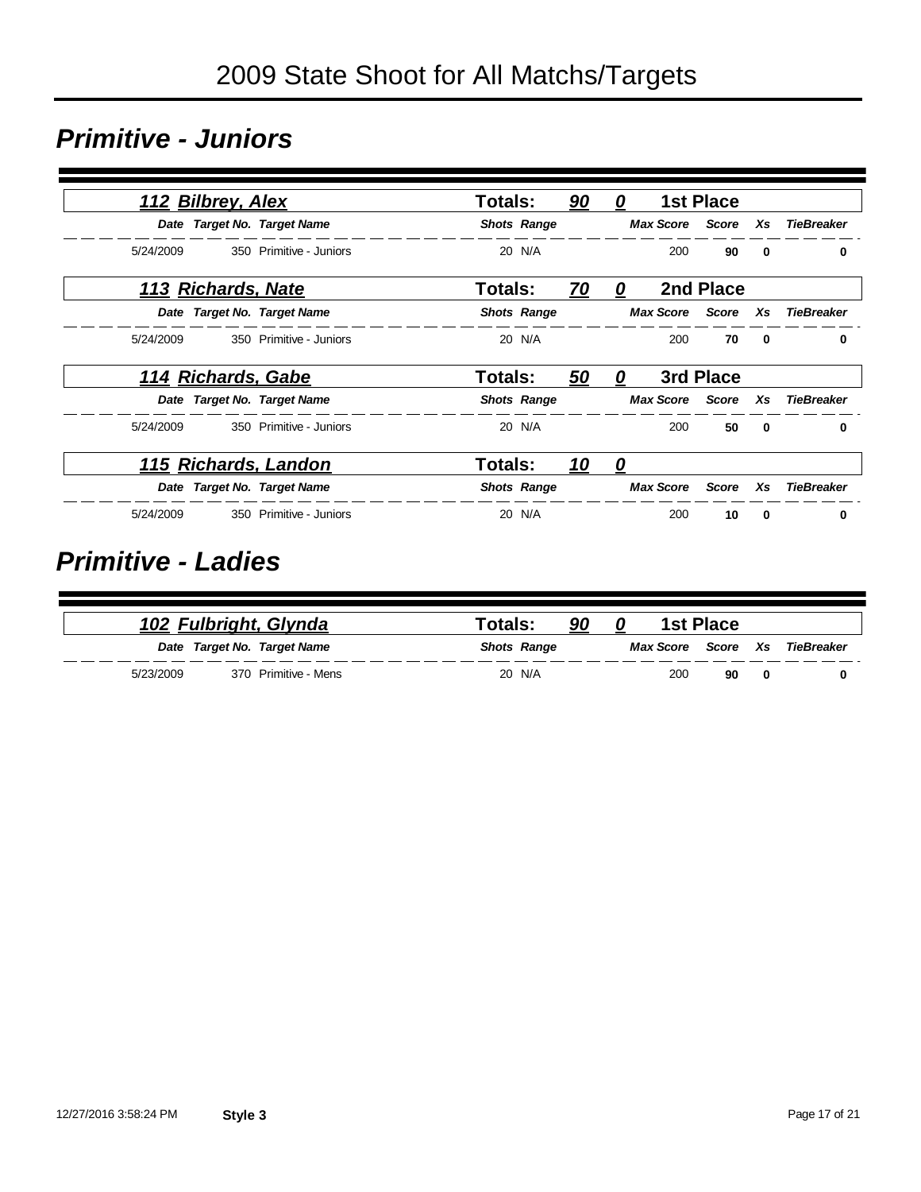# 2009 State Shoot for All Matchs/Targets

## Primitive - Juniors

### 112 Bilbrey, Alex — Totals: 90 0 — 1st Place

| Date | Target No. | Target Name | Shots | Range | Max Score | Score | Xs | TieBreaker |
|---|---|---|---|---|---|---|---|---|
| 5/24/2009 | 350 | Primitive - Juniors | 20 | N/A | 200 | **90** | **0** | **0** |

### 113 Richards, Nate — Totals: 70 0 — 2nd Place

| Date | Target No. | Target Name | Shots | Range | Max Score | Score | Xs | TieBreaker |
|---|---|---|---|---|---|---|---|---|
| 5/24/2009 | 350 | Primitive - Juniors | 20 | N/A | 200 | **70** | **0** | **0** |

### 114 Richards, Gabe — Totals: 50 0 — 3rd Place

| Date | Target No. | Target Name | Shots | Range | Max Score | Score | Xs | TieBreaker |
|---|---|---|---|---|---|---|---|---|
| 5/24/2009 | 350 | Primitive - Juniors | 20 | N/A | 200 | **50** | **0** | **0** |

### 115 Richards, Landon — Totals: 10 0

| Date | Target No. | Target Name | Shots | Range | Max Score | Score | Xs | TieBreaker |
|---|---|---|---|---|---|---|---|---|
| 5/24/2009 | 350 | Primitive - Juniors | 20 | N/A | 200 | **10** | **0** | **0** |

## Primitive - Ladies

### 102 Fulbright, Glynda — Totals: 90 0 — 1st Place

| Date | Target No. | Target Name | Shots | Range | Max Score | Score | Xs | TieBreaker |
|---|---|---|---|---|---|---|---|---|
| 5/23/2009 | 370 | Primitive - Mens | 20 | N/A | 200 | **90** | **0** | **0** |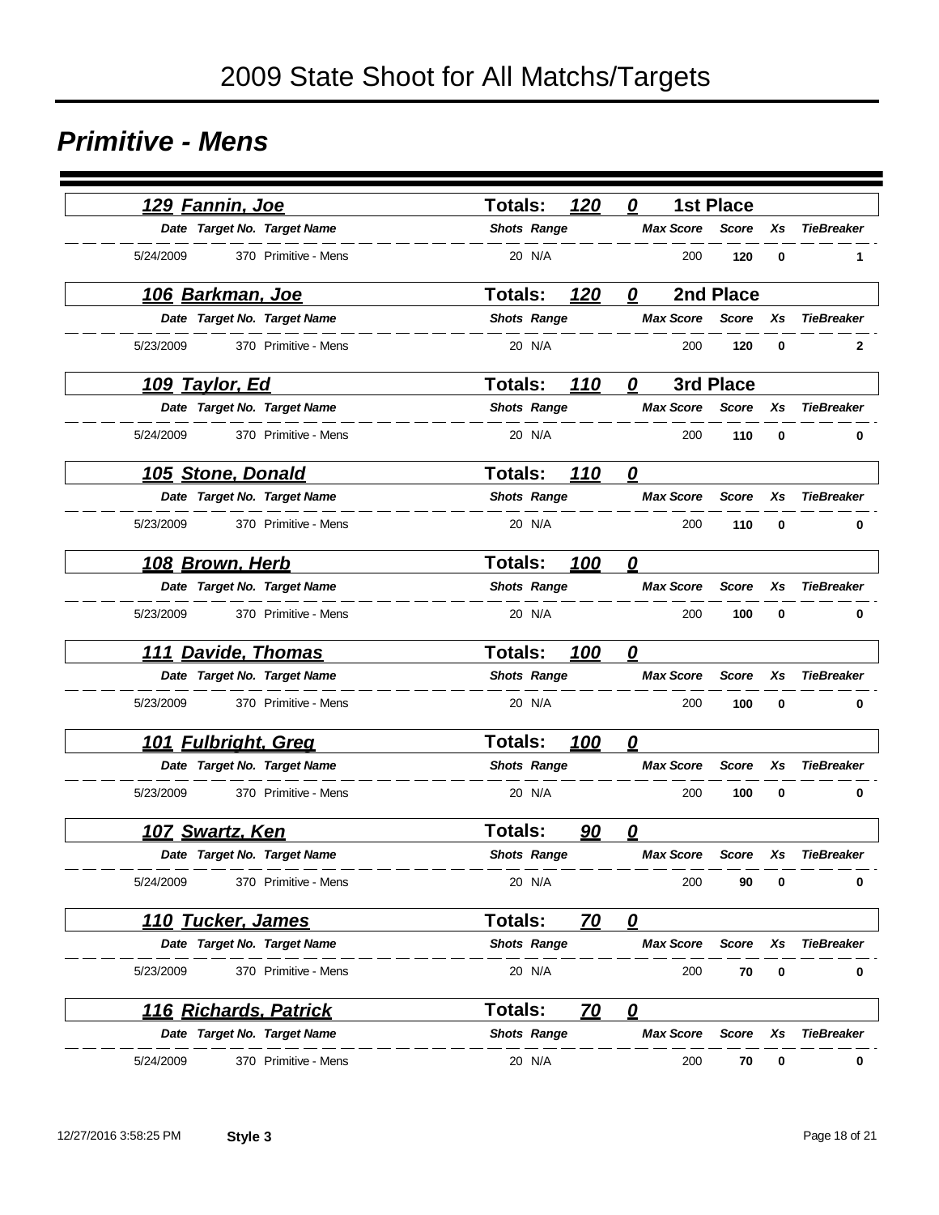# 2009 State Shoot for All Matchs/Targets

## Primitive - Mens

### 129 Fannin, Joe — Totals: 120 0 — 1st Place

| Date | Target No. | Target Name | Shots | Range | Max Score | Score | Xs | TieBreaker |
|---|---|---|---|---|---|---|---|---|
| 5/24/2009 | 370 | Primitive - Mens | 20 | N/A | 200 | 120 | 0 | 1 |

### 106 Barkman, Joe — Totals: 120 0 — 2nd Place

| Date | Target No. | Target Name | Shots | Range | Max Score | Score | Xs | TieBreaker |
|---|---|---|---|---|---|---|---|---|
| 5/23/2009 | 370 | Primitive - Mens | 20 | N/A | 200 | 120 | 0 | 2 |

### 109 Taylor, Ed — Totals: 110 0 — 3rd Place

| Date | Target No. | Target Name | Shots | Range | Max Score | Score | Xs | TieBreaker |
|---|---|---|---|---|---|---|---|---|
| 5/24/2009 | 370 | Primitive - Mens | 20 | N/A | 200 | 110 | 0 | 0 |

### 105 Stone, Donald — Totals: 110 0

| Date | Target No. | Target Name | Shots | Range | Max Score | Score | Xs | TieBreaker |
|---|---|---|---|---|---|---|---|---|
| 5/23/2009 | 370 | Primitive - Mens | 20 | N/A | 200 | 110 | 0 | 0 |

### 108 Brown, Herb — Totals: 100 0

| Date | Target No. | Target Name | Shots | Range | Max Score | Score | Xs | TieBreaker |
|---|---|---|---|---|---|---|---|---|
| 5/23/2009 | 370 | Primitive - Mens | 20 | N/A | 200 | 100 | 0 | 0 |

### 111 Davide, Thomas — Totals: 100 0

| Date | Target No. | Target Name | Shots | Range | Max Score | Score | Xs | TieBreaker |
|---|---|---|---|---|---|---|---|---|
| 5/23/2009 | 370 | Primitive - Mens | 20 | N/A | 200 | 100 | 0 | 0 |

### 101 Fulbright, Greg — Totals: 100 0

| Date | Target No. | Target Name | Shots | Range | Max Score | Score | Xs | TieBreaker |
|---|---|---|---|---|---|---|---|---|
| 5/23/2009 | 370 | Primitive - Mens | 20 | N/A | 200 | 100 | 0 | 0 |

### 107 Swartz, Ken — Totals: 90 0

| Date | Target No. | Target Name | Shots | Range | Max Score | Score | Xs | TieBreaker |
|---|---|---|---|---|---|---|---|---|
| 5/24/2009 | 370 | Primitive - Mens | 20 | N/A | 200 | 90 | 0 | 0 |

### 110 Tucker, James — Totals: 70 0

| Date | Target No. | Target Name | Shots | Range | Max Score | Score | Xs | TieBreaker |
|---|---|---|---|---|---|---|---|---|
| 5/23/2009 | 370 | Primitive - Mens | 20 | N/A | 200 | 70 | 0 | 0 |

### 116 Richards, Patrick — Totals: 70 0

| Date | Target No. | Target Name | Shots | Range | Max Score | Score | Xs | TieBreaker |
|---|---|---|---|---|---|---|---|---|
| 5/24/2009 | 370 | Primitive - Mens | 20 | N/A | 200 | 70 | 0 | 0 |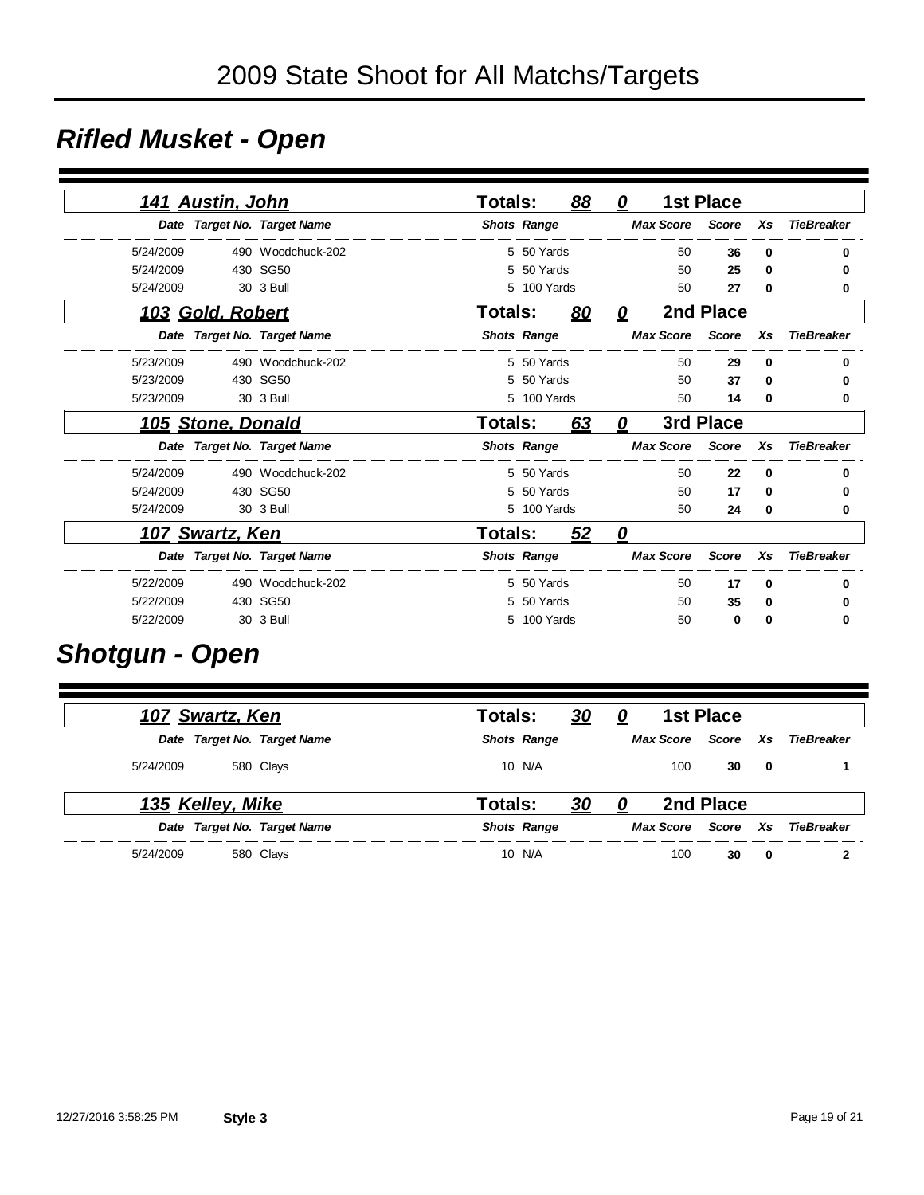# 2009 State Shoot for All Matchs/Targets

## Rifled Musket - Open

### 141 Austin, John — Totals: 88 — 0 — 1st Place

| Date | Target No. | Target Name | Shots | Range | Max Score | Score | Xs | TieBreaker |
|---|---|---|---|---|---|---|---|---|
| 5/24/2009 | 490 | Woodchuck-202 | 5 | 50 Yards | 50 | **36** | **0** | **0** |
| 5/24/2009 | 430 | SG50 | 5 | 50 Yards | 50 | **25** | **0** | **0** |
| 5/24/2009 | 30 | 3 Bull | 5 | 100 Yards | 50 | **27** | **0** | **0** |

### 103 Gold, Robert — Totals: 80 — 0 — 2nd Place

| Date | Target No. | Target Name | Shots | Range | Max Score | Score | Xs | TieBreaker |
|---|---|---|---|---|---|---|---|---|
| 5/23/2009 | 490 | Woodchuck-202 | 5 | 50 Yards | 50 | **29** | **0** | **0** |
| 5/23/2009 | 430 | SG50 | 5 | 50 Yards | 50 | **37** | **0** | **0** |
| 5/23/2009 | 30 | 3 Bull | 5 | 100 Yards | 50 | **14** | **0** | **0** |

### 105 Stone, Donald — Totals: 63 — 0 — 3rd Place

| Date | Target No. | Target Name | Shots | Range | Max Score | Score | Xs | TieBreaker |
|---|---|---|---|---|---|---|---|---|
| 5/24/2009 | 490 | Woodchuck-202 | 5 | 50 Yards | 50 | **22** | **0** | **0** |
| 5/24/2009 | 430 | SG50 | 5 | 50 Yards | 50 | **17** | **0** | **0** |
| 5/24/2009 | 30 | 3 Bull | 5 | 100 Yards | 50 | **24** | **0** | **0** |

### 107 Swartz, Ken — Totals: 52 — 0

| Date | Target No. | Target Name | Shots | Range | Max Score | Score | Xs | TieBreaker |
|---|---|---|---|---|---|---|---|---|
| 5/22/2009 | 490 | Woodchuck-202 | 5 | 50 Yards | 50 | **17** | **0** | **0** |
| 5/22/2009 | 430 | SG50 | 5 | 50 Yards | 50 | **35** | **0** | **0** |
| 5/22/2009 | 30 | 3 Bull | 5 | 100 Yards | 50 | **0** | **0** | **0** |

## Shotgun - Open

### 107 Swartz, Ken — Totals: 30 — 0 — 1st Place

| Date | Target No. | Target Name | Shots | Range | Max Score | Score | Xs | TieBreaker |
|---|---|---|---|---|---|---|---|---|
| 5/24/2009 | 580 | Clays | 10 | N/A | 100 | **30** | **0** | **1** |

### 135 Kelley, Mike — Totals: 30 — 0 — 2nd Place

| Date | Target No. | Target Name | Shots | Range | Max Score | Score | Xs | TieBreaker |
|---|---|---|---|---|---|---|---|---|
| 5/24/2009 | 580 | Clays | 10 | N/A | 100 | **30** | **0** | **2** |

12/27/2016 3:58:25 PM **Style 3**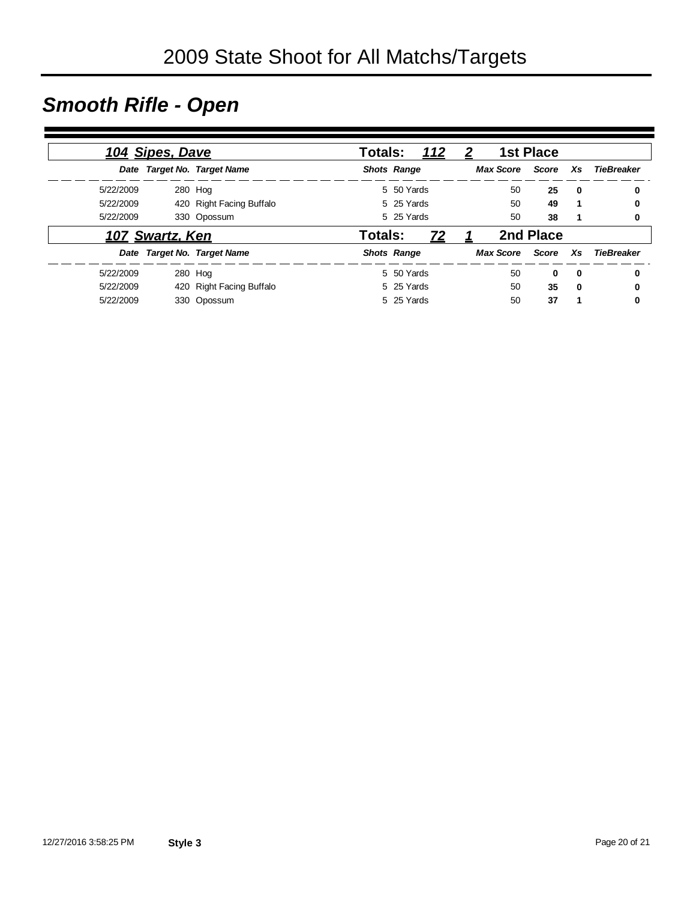# 2009 State Shoot for All Matchs/Targets

## *Smooth Rifle - Open*

### *104 Sipes, Dave* — Totals: *112* — *2* — 1st Place

| Date | Target No. | Target Name | Shots | Range | Max Score | Score | Xs | TieBreaker |
|---|---|---|---|---|---|---|---|---|
| 5/22/2009 | 280 | Hog | 5 | 50 Yards | 50 | **25** | **0** | **0** |
| 5/22/2009 | 420 | Right Facing Buffalo | 5 | 25 Yards | 50 | **49** | **1** | **0** |
| 5/22/2009 | 330 | Opossum | 5 | 25 Yards | 50 | **38** | **1** | **0** |

### *107 Swartz, Ken* — Totals: *72* — *1* — 2nd Place

| Date | Target No. | Target Name | Shots | Range | Max Score | Score | Xs | TieBreaker |
|---|---|---|---|---|---|---|---|---|
| 5/22/2009 | 280 | Hog | 5 | 50 Yards | 50 | **0** | **0** | **0** |
| 5/22/2009 | 420 | Right Facing Buffalo | 5 | 25 Yards | 50 | **35** | **0** | **0** |
| 5/22/2009 | 330 | Opossum | 5 | 25 Yards | 50 | **37** | **1** | **0** |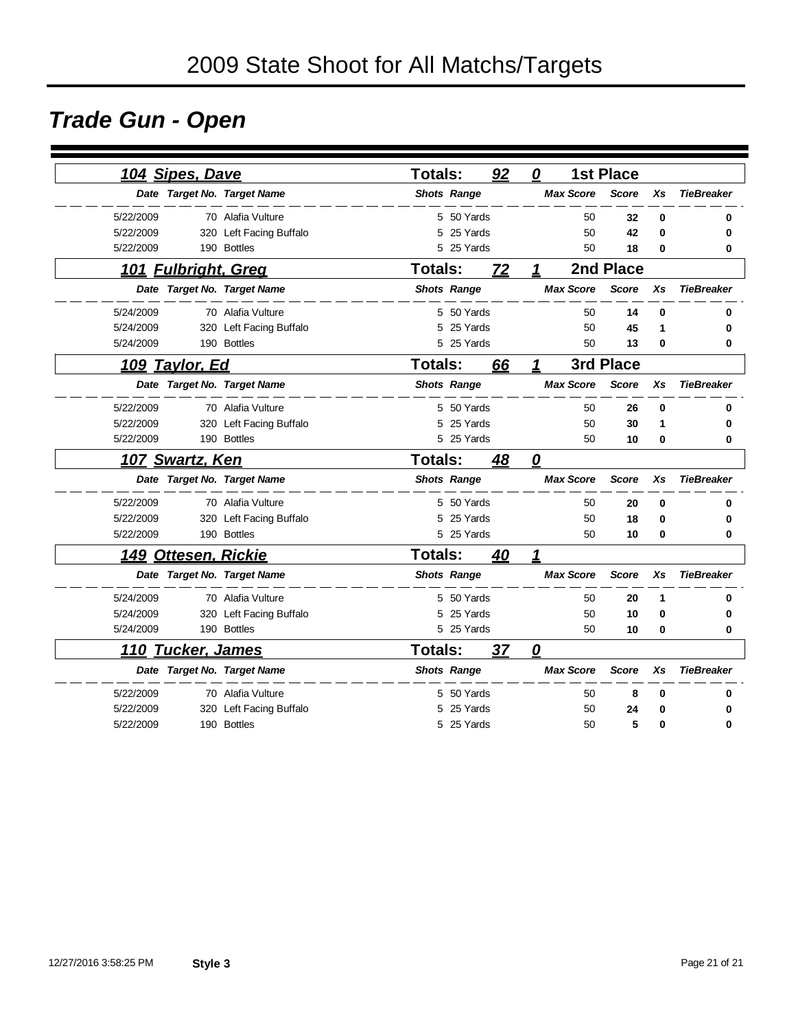# 2009 State Shoot for All Matchs/Targets

## *Trade Gun - Open*

### *104 Sipes, Dave* — Totals: *92* *0* — 1st Place

| Date | Target No. | Target Name | Shots | Range | Max Score | Score | Xs | TieBreaker |
|---|---|---|---|---|---|---|---|---|
| 5/22/2009 | 70 | Alafia Vulture | 5 | 50 Yards | 50 | **32** | **0** | **0** |
| 5/22/2009 | 320 | Left Facing Buffalo | 5 | 25 Yards | 50 | **42** | **0** | **0** |
| 5/22/2009 | 190 | Bottles | 5 | 25 Yards | 50 | **18** | **0** | **0** |

### *101 Fulbright, Greg* — Totals: *72* *1* — 2nd Place

| Date | Target No. | Target Name | Shots | Range | Max Score | Score | Xs | TieBreaker |
|---|---|---|---|---|---|---|---|---|
| 5/24/2009 | 70 | Alafia Vulture | 5 | 50 Yards | 50 | **14** | **0** | **0** |
| 5/24/2009 | 320 | Left Facing Buffalo | 5 | 25 Yards | 50 | **45** | **1** | **0** |
| 5/24/2009 | 190 | Bottles | 5 | 25 Yards | 50 | **13** | **0** | **0** |

### *109 Taylor, Ed* — Totals: *66* *1* — 3rd Place

| Date | Target No. | Target Name | Shots | Range | Max Score | Score | Xs | TieBreaker |
|---|---|---|---|---|---|---|---|---|
| 5/22/2009 | 70 | Alafia Vulture | 5 | 50 Yards | 50 | **26** | **0** | **0** |
| 5/22/2009 | 320 | Left Facing Buffalo | 5 | 25 Yards | 50 | **30** | **1** | **0** |
| 5/22/2009 | 190 | Bottles | 5 | 25 Yards | 50 | **10** | **0** | **0** |

### *107 Swartz, Ken* — Totals: *48* *0*

| Date | Target No. | Target Name | Shots | Range | Max Score | Score | Xs | TieBreaker |
|---|---|---|---|---|---|---|---|---|
| 5/22/2009 | 70 | Alafia Vulture | 5 | 50 Yards | 50 | **20** | **0** | **0** |
| 5/22/2009 | 320 | Left Facing Buffalo | 5 | 25 Yards | 50 | **18** | **0** | **0** |
| 5/22/2009 | 190 | Bottles | 5 | 25 Yards | 50 | **10** | **0** | **0** |

### *149 Ottesen, Rickie* — Totals: *40* *1*

| Date | Target No. | Target Name | Shots | Range | Max Score | Score | Xs | TieBreaker |
|---|---|---|---|---|---|---|---|---|
| 5/24/2009 | 70 | Alafia Vulture | 5 | 50 Yards | 50 | **20** | **1** | **0** |
| 5/24/2009 | 320 | Left Facing Buffalo | 5 | 25 Yards | 50 | **10** | **0** | **0** |
| 5/24/2009 | 190 | Bottles | 5 | 25 Yards | 50 | **10** | **0** | **0** |

### *110 Tucker, James* — Totals: *37* *0*

| Date | Target No. | Target Name | Shots | Range | Max Score | Score | Xs | TieBreaker |
|---|---|---|---|---|---|---|---|---|
| 5/22/2009 | 70 | Alafia Vulture | 5 | 50 Yards | 50 | **8** | **0** | **0** |
| 5/22/2009 | 320 | Left Facing Buffalo | 5 | 25 Yards | 50 | **24** | **0** | **0** |
| 5/22/2009 | 190 | Bottles | 5 | 25 Yards | 50 | **5** | **0** | **0** |

12/27/2016 3:58:25 PM **Style 3**